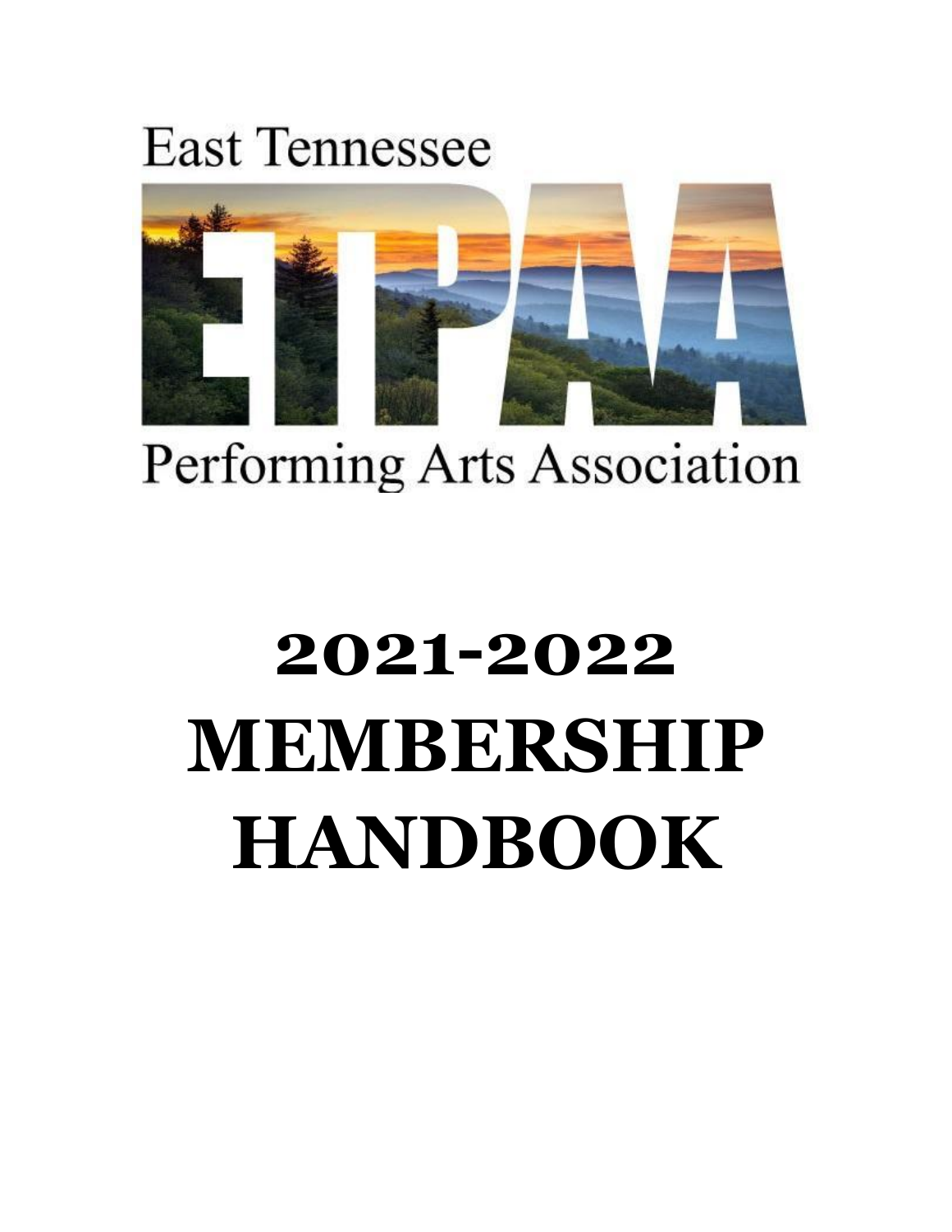East Tennessee

ETPAA

Performing Arts Association

# 2021-2022 MEMBERSHIP HANDBOOK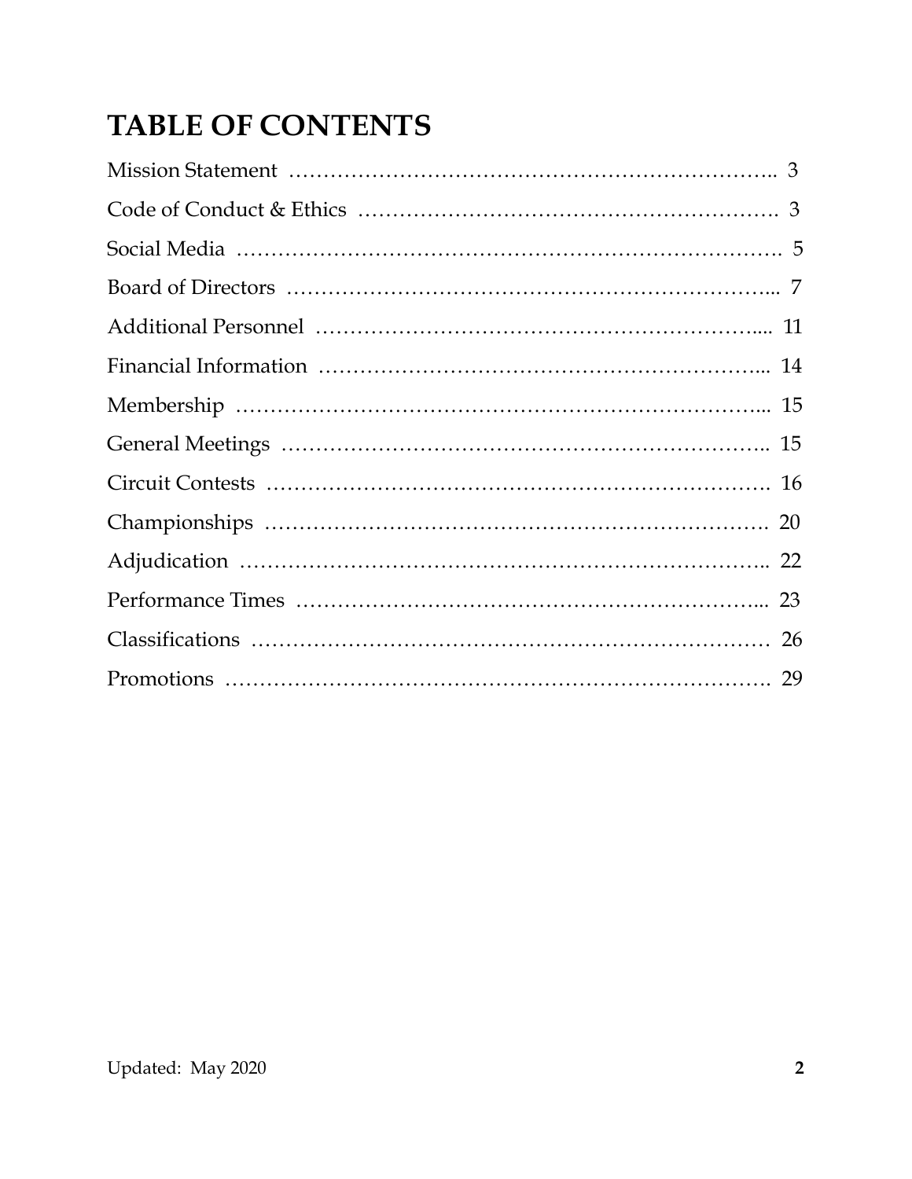# TABLE OF CONTENTS

Mission Statement …………………………………………………………….. 3

Code of Conduct & Ethics ………………………………………………….. 3

Social Media ………………………………………………………………. 5

Board of Directors …………………………………………………………... 7

Additional Personnel ……………………………………………………..... 11

Financial Information ……………………………………………………... 14

Membership ……………………………………………………………….... 15

General Meetings ………………………………………………………….. 15

Circuit Contests ……………………………………………………………. 16

Championships ……………………………………………………………. 20

Adjudication ……………………………………………………………….. 22

Performance Times ………………………………………………………... 23

Classifications ……………………………………………………………… 26

Promotions …………………………………………………………………. 29

Updated: May 2020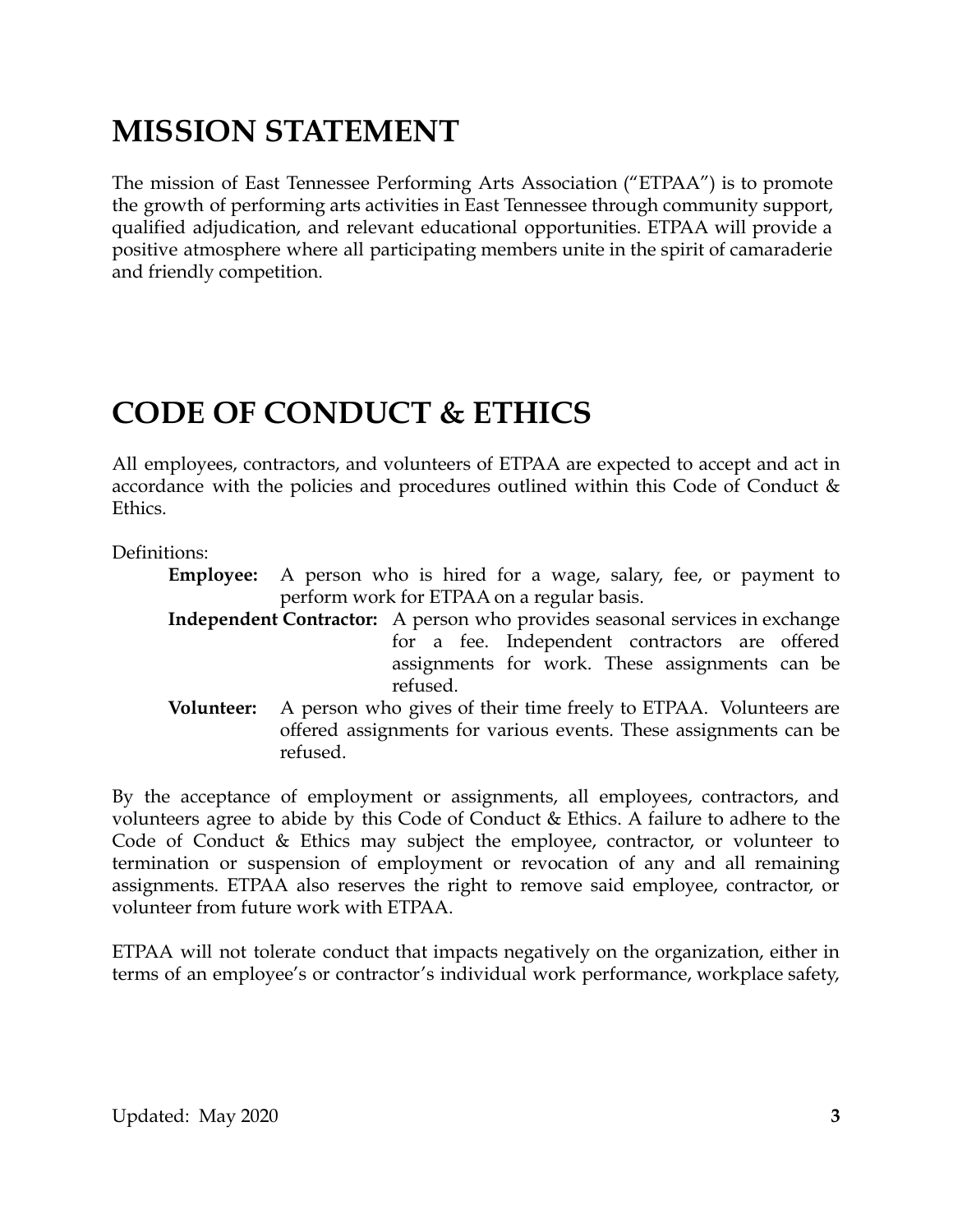## MISSION STATEMENT

The mission of East Tennessee Performing Arts Association ("ETPAA") is to promote the growth of performing arts activities in East Tennessee through community support, qualified adjudication, and relevant educational opportunities. ETPAA will provide a positive atmosphere where all participating members unite in the spirit of camaraderie and friendly competition.

## CODE OF CONDUCT & ETHICS

All employees, contractors, and volunteers of ETPAA are expected to accept and act in accordance with the policies and procedures outlined within this Code of Conduct & Ethics.

Definitions:

**Employee:** A person who is hired for a wage, salary, fee, or payment to perform work for ETPAA on a regular basis.

**Independent Contractor:** A person who provides seasonal services in exchange for a fee. Independent contractors are offered assignments for work. These assignments can be refused.

**Volunteer:** A person who gives of their time freely to ETPAA. Volunteers are offered assignments for various events. These assignments can be refused.

By the acceptance of employment or assignments, all employees, contractors, and volunteers agree to abide by this Code of Conduct & Ethics. A failure to adhere to the Code of Conduct & Ethics may subject the employee, contractor, or volunteer to termination or suspension of employment or revocation of any and all remaining assignments. ETPAA also reserves the right to remove said employee, contractor, or volunteer from future work with ETPAA.

ETPAA will not tolerate conduct that impacts negatively on the organization, either in terms of an employee's or contractor's individual work performance, workplace safety,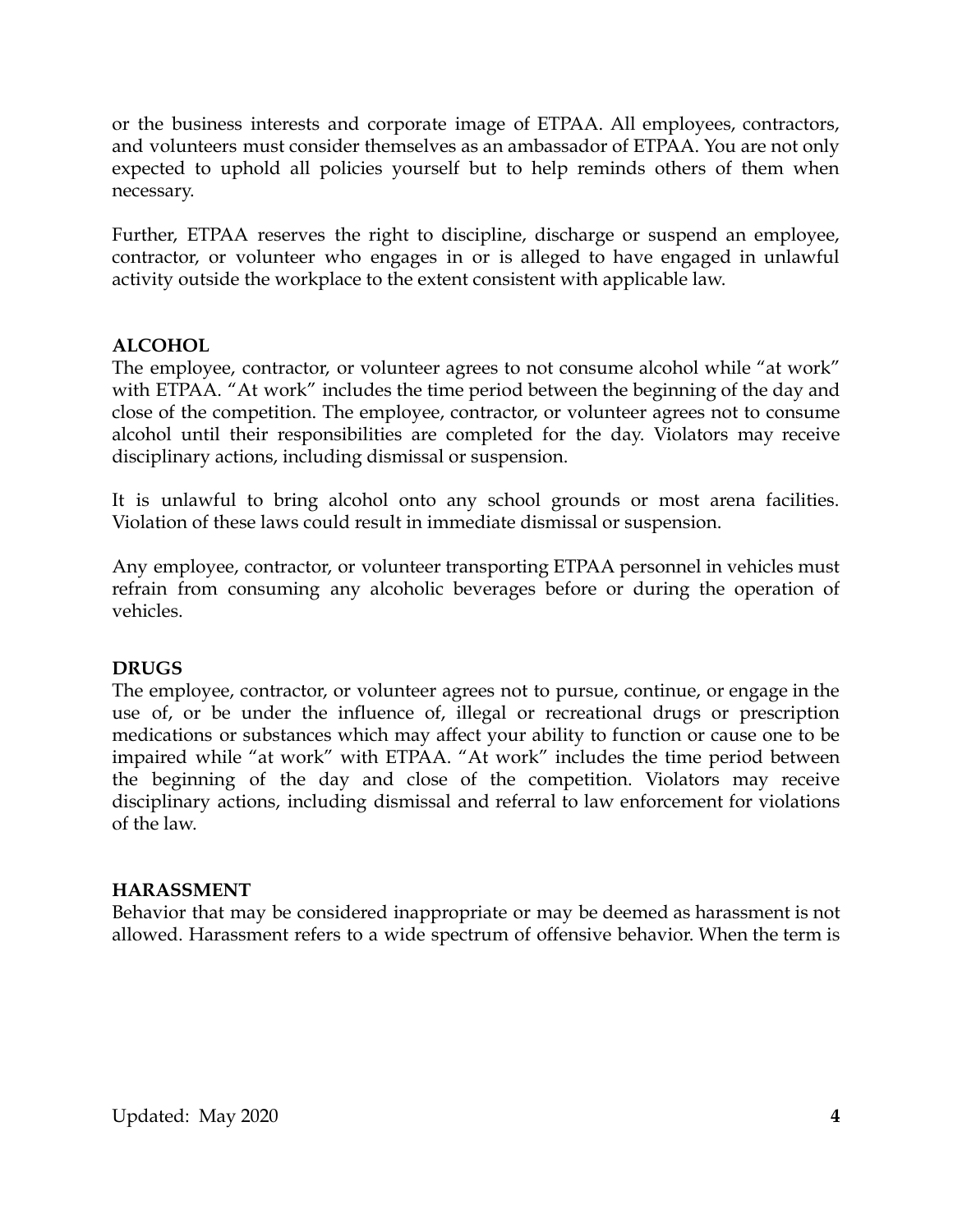or the business interests and corporate image of ETPAA. All employees, contractors, and volunteers must consider themselves as an ambassador of ETPAA. You are not only expected to uphold all policies yourself but to help reminds others of them when necessary.

Further, ETPAA reserves the right to discipline, discharge or suspend an employee, contractor, or volunteer who engages in or is alleged to have engaged in unlawful activity outside the workplace to the extent consistent with applicable law.

**ALCOHOL**

The employee, contractor, or volunteer agrees to not consume alcohol while "at work" with ETPAA. "At work" includes the time period between the beginning of the day and close of the competition. The employee, contractor, or volunteer agrees not to consume alcohol until their responsibilities are completed for the day. Violators may receive disciplinary actions, including dismissal or suspension.

It is unlawful to bring alcohol onto any school grounds or most arena facilities. Violation of these laws could result in immediate dismissal or suspension.

Any employee, contractor, or volunteer transporting ETPAA personnel in vehicles must refrain from consuming any alcoholic beverages before or during the operation of vehicles.

**DRUGS**

The employee, contractor, or volunteer agrees not to pursue, continue, or engage in the use of, or be under the influence of, illegal or recreational drugs or prescription medications or substances which may affect your ability to function or cause one to be impaired while "at work" with ETPAA. "At work" includes the time period between the beginning of the day and close of the competition. Violators may receive disciplinary actions, including dismissal and referral to law enforcement for violations of the law.

**HARASSMENT**

Behavior that may be considered inappropriate or may be deemed as harassment is not allowed. Harassment refers to a wide spectrum of offensive behavior. When the term is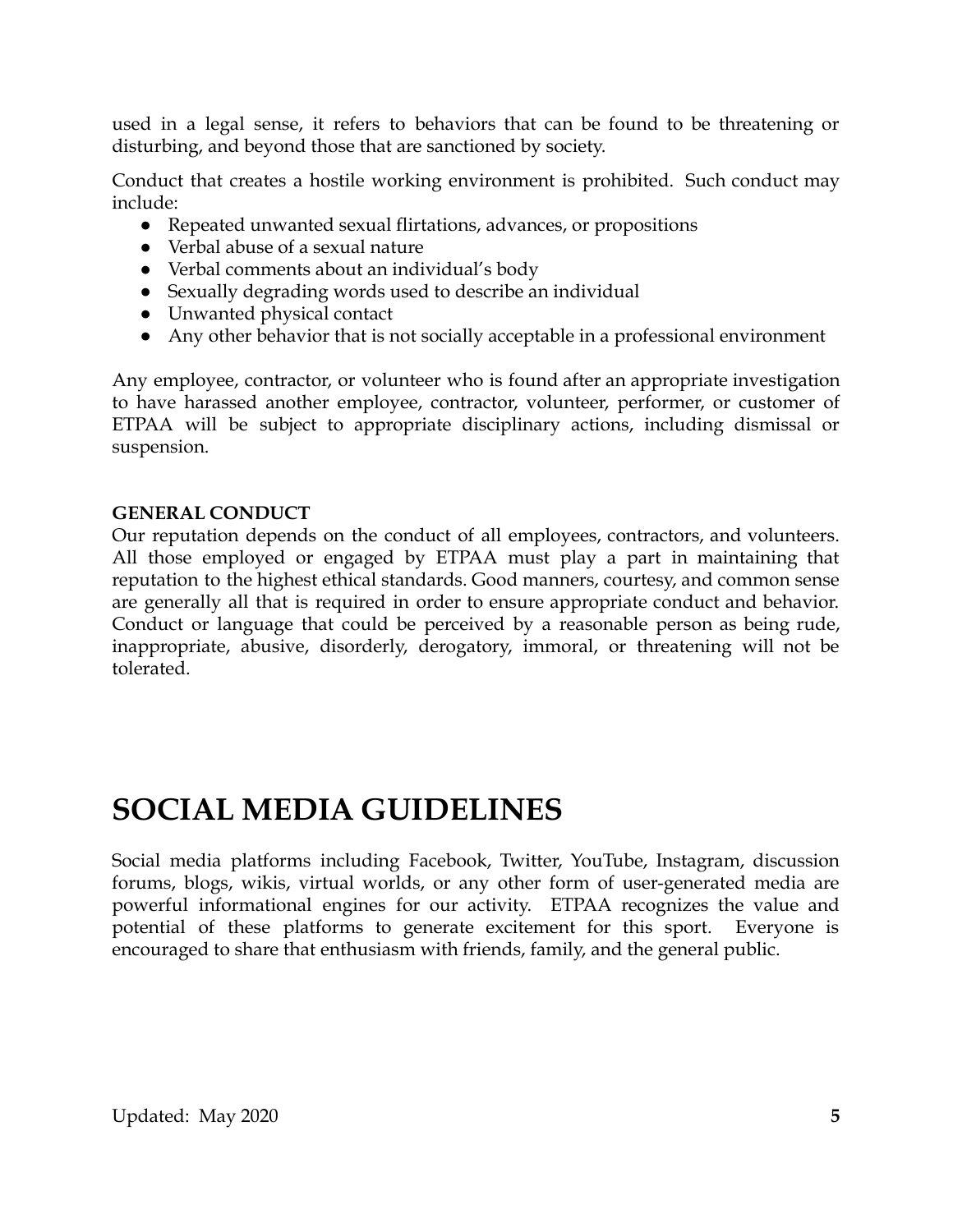used in a legal sense, it refers to behaviors that can be found to be threatening or disturbing, and beyond those that are sanctioned by society.

Conduct that creates a hostile working environment is prohibited. Such conduct may include:

- Repeated unwanted sexual flirtations, advances, or propositions
- Verbal abuse of a sexual nature
- Verbal comments about an individual's body
- Sexually degrading words used to describe an individual
- Unwanted physical contact
- Any other behavior that is not socially acceptable in a professional environment

Any employee, contractor, or volunteer who is found after an appropriate investigation to have harassed another employee, contractor, volunteer, performer, or customer of ETPAA will be subject to appropriate disciplinary actions, including dismissal or suspension.

**GENERAL CONDUCT**

Our reputation depends on the conduct of all employees, contractors, and volunteers. All those employed or engaged by ETPAA must play a part in maintaining that reputation to the highest ethical standards. Good manners, courtesy, and common sense are generally all that is required in order to ensure appropriate conduct and behavior. Conduct or language that could be perceived by a reasonable person as being rude, inappropriate, abusive, disorderly, derogatory, immoral, or threatening will not be tolerated.

# SOCIAL MEDIA GUIDELINES

Social media platforms including Facebook, Twitter, YouTube, Instagram, discussion forums, blogs, wikis, virtual worlds, or any other form of user-generated media are powerful informational engines for our activity. ETPAA recognizes the value and potential of these platforms to generate excitement for this sport. Everyone is encouraged to share that enthusiasm with friends, family, and the general public.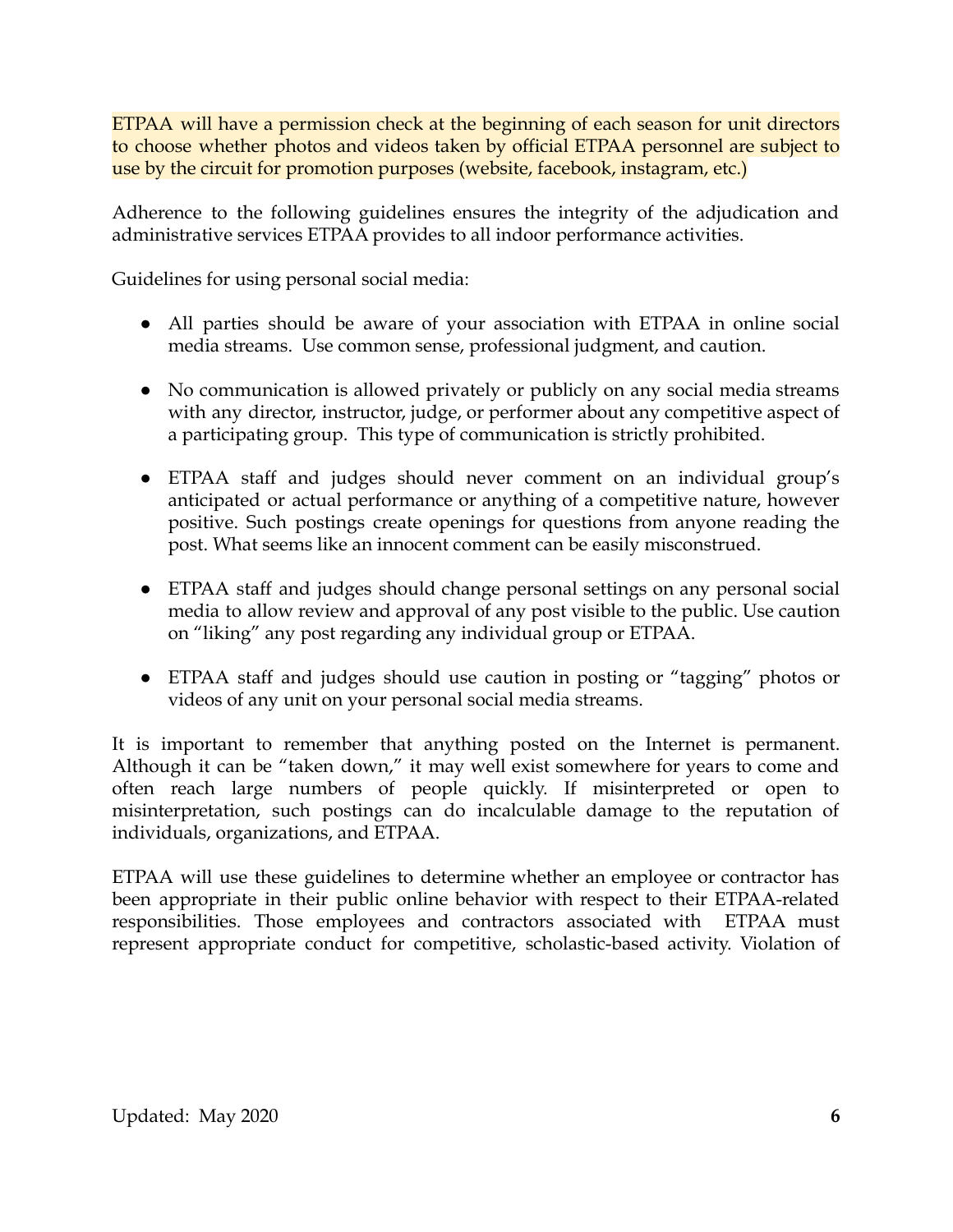ETPAA will have a permission check at the beginning of each season for unit directors to choose whether photos and videos taken by official ETPAA personnel are subject to use by the circuit for promotion purposes (website, facebook, instagram, etc.)

Adherence to the following guidelines ensures the integrity of the adjudication and administrative services ETPAA provides to all indoor performance activities.

Guidelines for using personal social media:

- All parties should be aware of your association with ETPAA in online social media streams. Use common sense, professional judgment, and caution.

- No communication is allowed privately or publicly on any social media streams with any director, instructor, judge, or performer about any competitive aspect of a participating group. This type of communication is strictly prohibited.

- ETPAA staff and judges should never comment on an individual group's anticipated or actual performance or anything of a competitive nature, however positive. Such postings create openings for questions from anyone reading the post. What seems like an innocent comment can be easily misconstrued.

- ETPAA staff and judges should change personal settings on any personal social media to allow review and approval of any post visible to the public. Use caution on "liking" any post regarding any individual group or ETPAA.

- ETPAA staff and judges should use caution in posting or "tagging" photos or videos of any unit on your personal social media streams.

It is important to remember that anything posted on the Internet is permanent. Although it can be "taken down," it may well exist somewhere for years to come and often reach large numbers of people quickly. If misinterpreted or open to misinterpretation, such postings can do incalculable damage to the reputation of individuals, organizations, and ETPAA.

ETPAA will use these guidelines to determine whether an employee or contractor has been appropriate in their public online behavior with respect to their ETPAA-related responsibilities. Those employees and contractors associated with ETPAA must represent appropriate conduct for competitive, scholastic-based activity. Violation of

Updated: May 2020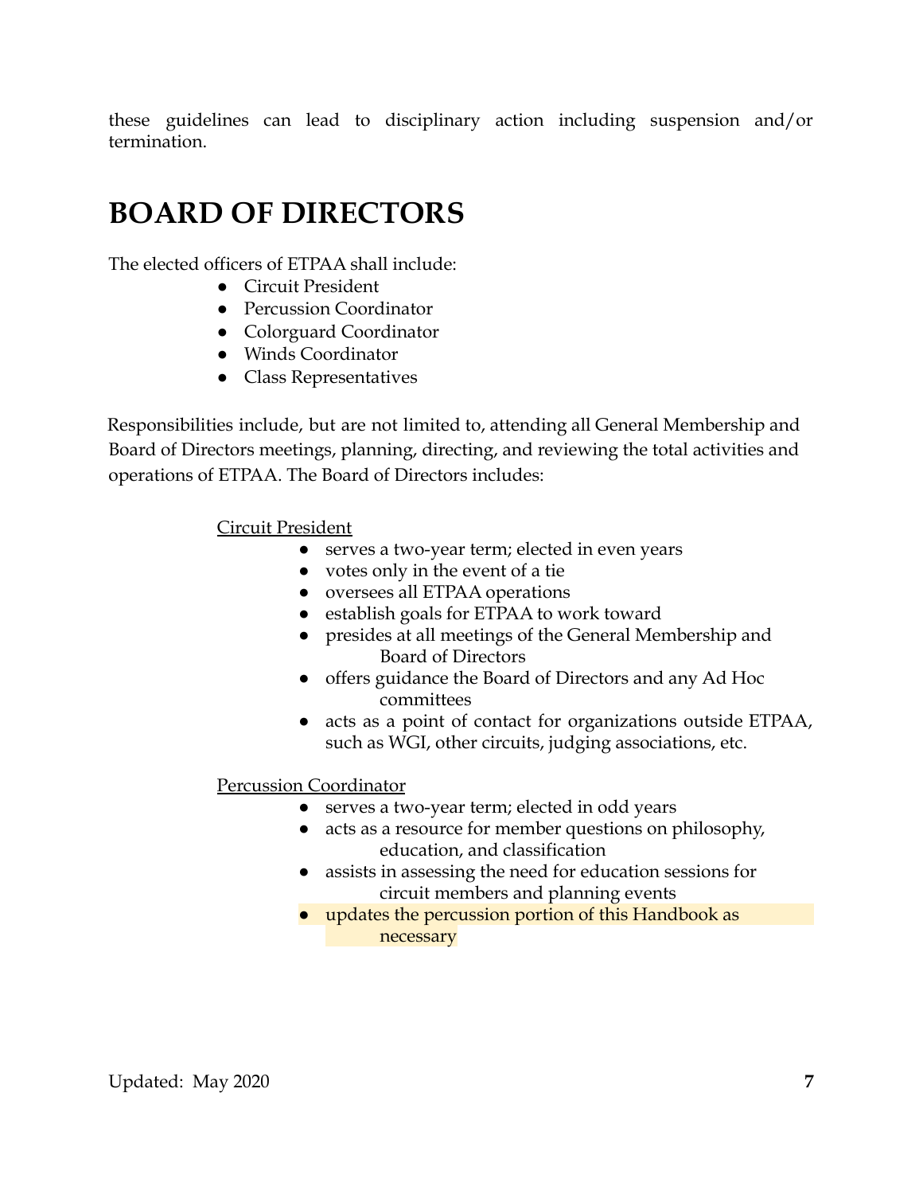these guidelines can lead to disciplinary action including suspension and/or termination.

# BOARD OF DIRECTORS

The elected officers of ETPAA shall include:

- Circuit President
- Percussion Coordinator
- Colorguard Coordinator
- Winds Coordinator
- Class Representatives

Responsibilities include, but are not limited to, attending all General Membership and Board of Directors meetings, planning, directing, and reviewing the total activities and operations of ETPAA. The Board of Directors includes:

Circuit President

- serves a two-year term; elected in even years
- votes only in the event of a tie
- oversees all ETPAA operations
- establish goals for ETPAA to work toward
- presides at all meetings of the General Membership and Board of Directors
- offers guidance the Board of Directors and any Ad Hoc committees
- acts as a point of contact for organizations outside ETPAA, such as WGI, other circuits, judging associations, etc.

Percussion Coordinator

- serves a two-year term; elected in odd years
- acts as a resource for member questions on philosophy, education, and classification
- assists in assessing the need for education sessions for circuit members and planning events
- updates the percussion portion of this Handbook as necessary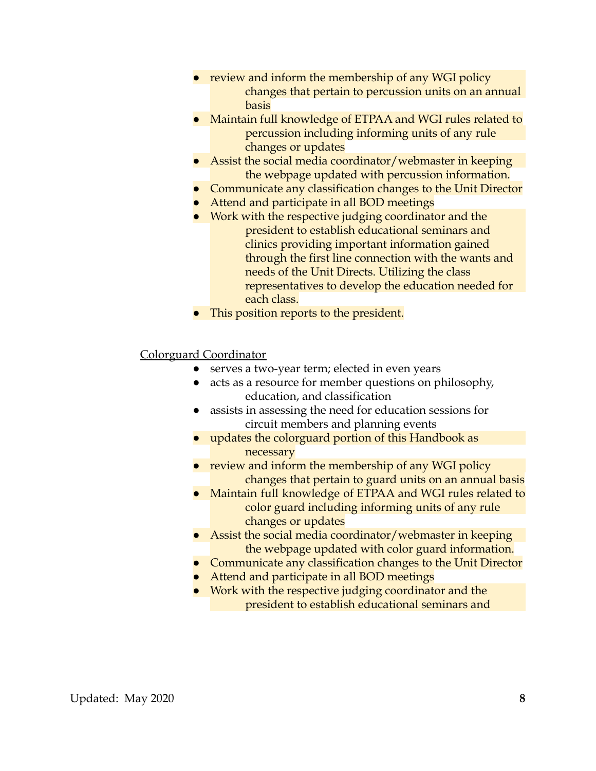- review and inform the membership of any WGI policy changes that pertain to percussion units on an annual basis
- Maintain full knowledge of ETPAA and WGI rules related to percussion including informing units of any rule changes or updates
- Assist the social media coordinator/webmaster in keeping the webpage updated with percussion information.
- Communicate any classification changes to the Unit Director
- Attend and participate in all BOD meetings
- Work with the respective judging coordinator and the president to establish educational seminars and clinics providing important information gained through the first line connection with the wants and needs of the Unit Directs. Utilizing the class representatives to develop the education needed for each class.
- This position reports to the president.

<u>Colorguard Coordinator</u>

- serves a two-year term; elected in even years
- acts as a resource for member questions on philosophy, education, and classification
- assists in assessing the need for education sessions for circuit members and planning events
- updates the colorguard portion of this Handbook as necessary
- review and inform the membership of any WGI policy changes that pertain to guard units on an annual basis
- Maintain full knowledge of ETPAA and WGI rules related to color guard including informing units of any rule changes or updates
- Assist the social media coordinator/webmaster in keeping the webpage updated with color guard information.
- Communicate any classification changes to the Unit Director
- Attend and participate in all BOD meetings
- Work with the respective judging coordinator and the president to establish educational seminars and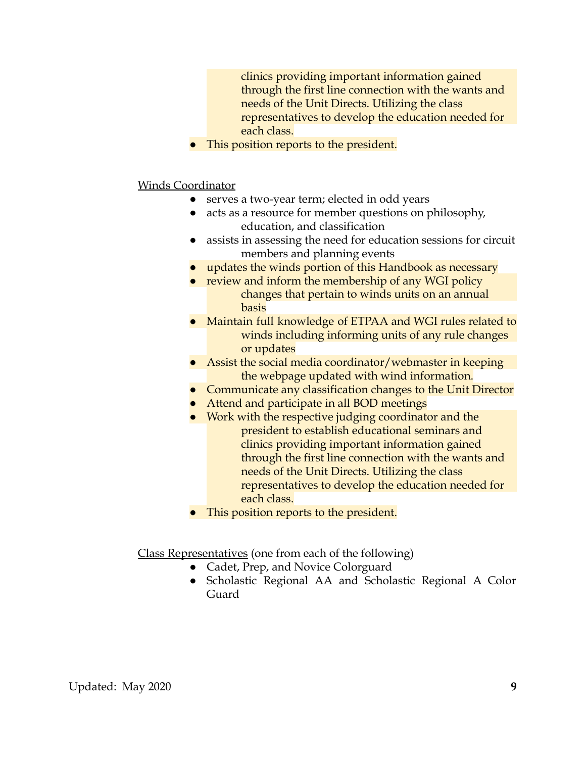clinics providing important information gained through the first line connection with the wants and needs of the Unit Directs. Utilizing the class representatives to develop the education needed for each class.

- This position reports to the president.

Winds Coordinator

- serves a two-year term; elected in odd years
- acts as a resource for member questions on philosophy, education, and classification
- assists in assessing the need for education sessions for circuit members and planning events
- updates the winds portion of this Handbook as necessary
- review and inform the membership of any WGI policy changes that pertain to winds units on an annual basis
- Maintain full knowledge of ETPAA and WGI rules related to winds including informing units of any rule changes or updates
- Assist the social media coordinator/webmaster in keeping the webpage updated with wind information.
- Communicate any classification changes to the Unit Director
- Attend and participate in all BOD meetings
- Work with the respective judging coordinator and the president to establish educational seminars and clinics providing important information gained through the first line connection with the wants and needs of the Unit Directs. Utilizing the class representatives to develop the education needed for each class.
- This position reports to the president.

Class Representatives (one from each of the following)

- Cadet, Prep, and Novice Colorguard
- Scholastic Regional AA and Scholastic Regional A Color Guard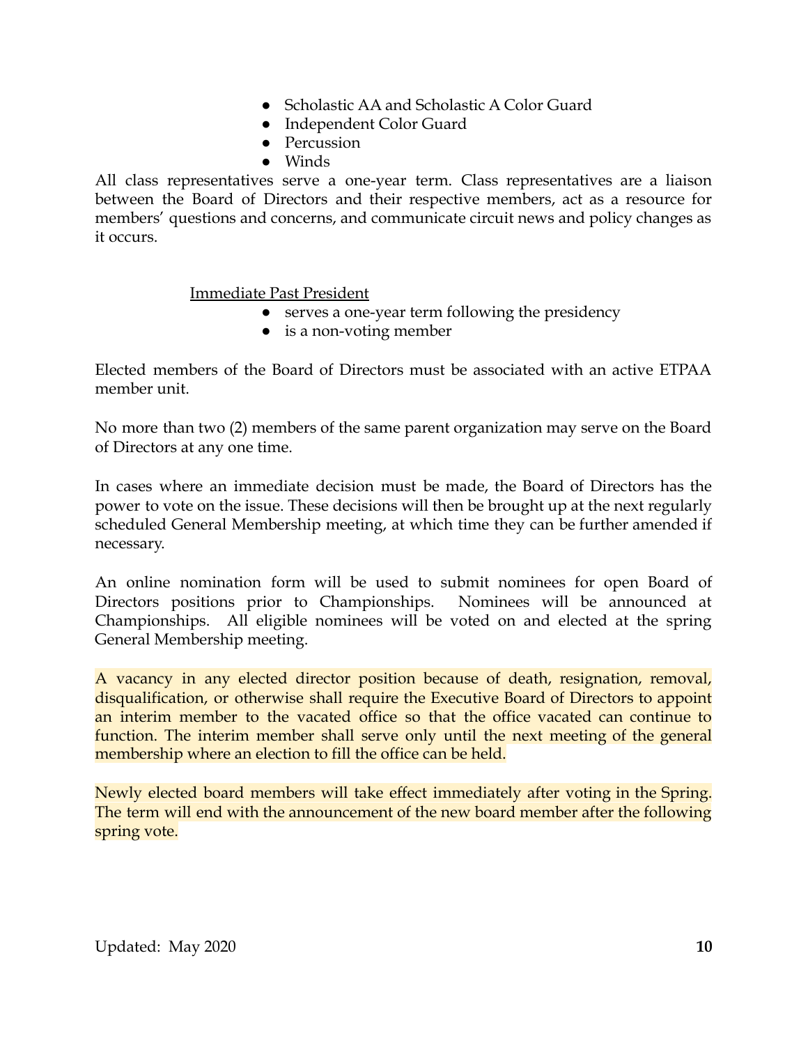- Scholastic AA and Scholastic A Color Guard
- Independent Color Guard
- Percussion
- Winds

All class representatives serve a one-year term. Class representatives are a liaison between the Board of Directors and their respective members, act as a resource for members' questions and concerns, and communicate circuit news and policy changes as it occurs.

Immediate Past President

- serves a one-year term following the presidency
- is a non-voting member

Elected members of the Board of Directors must be associated with an active ETPAA member unit.

No more than two (2) members of the same parent organization may serve on the Board of Directors at any one time.

In cases where an immediate decision must be made, the Board of Directors has the power to vote on the issue. These decisions will then be brought up at the next regularly scheduled General Membership meeting, at which time they can be further amended if necessary.

An online nomination form will be used to submit nominees for open Board of Directors positions prior to Championships. Nominees will be announced at Championships. All eligible nominees will be voted on and elected at the spring General Membership meeting.

A vacancy in any elected director position because of death, resignation, removal, disqualification, or otherwise shall require the Executive Board of Directors to appoint an interim member to the vacated office so that the office vacated can continue to function. The interim member shall serve only until the next meeting of the general membership where an election to fill the office can be held.

Newly elected board members will take effect immediately after voting in the Spring. The term will end with the announcement of the new board member after the following spring vote.

Updated: May 2020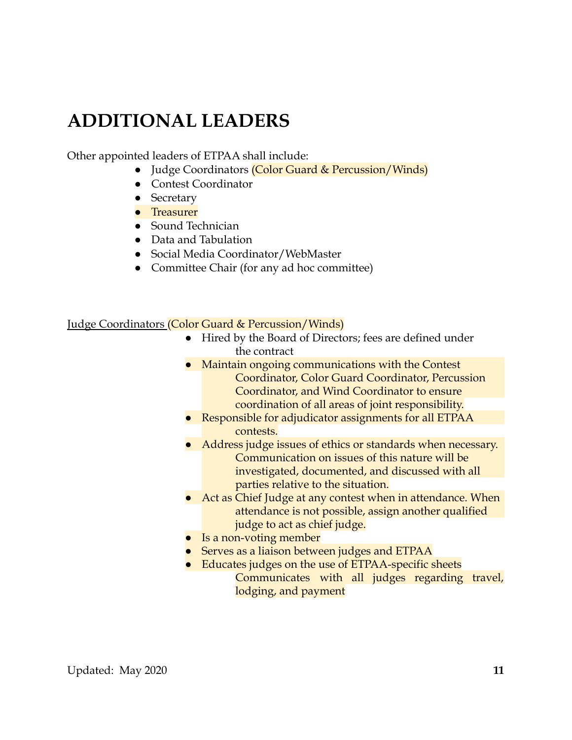# ADDITIONAL LEADERS

Other appointed leaders of ETPAA shall include:

- Judge Coordinators (Color Guard & Percussion/Winds)
- Contest Coordinator
- Secretary
- Treasurer
- Sound Technician
- Data and Tabulation
- Social Media Coordinator/WebMaster
- Committee Chair (for any ad hoc committee)

Judge Coordinators (Color Guard & Percussion/Winds)

- Hired by the Board of Directors; fees are defined under the contract
- Maintain ongoing communications with the Contest Coordinator, Color Guard Coordinator, Percussion Coordinator, and Wind Coordinator to ensure coordination of all areas of joint responsibility.
- Responsible for adjudicator assignments for all ETPAA contests.
- Address judge issues of ethics or standards when necessary. Communication on issues of this nature will be investigated, documented, and discussed with all parties relative to the situation.
- Act as Chief Judge at any contest when in attendance. When attendance is not possible, assign another qualified judge to act as chief judge.
- Is a non-voting member
- Serves as a liaison between judges and ETPAA
- Educates judges on the use of ETPAA-specific sheets Communicates with all judges regarding travel, lodging, and payment

Updated: May 2020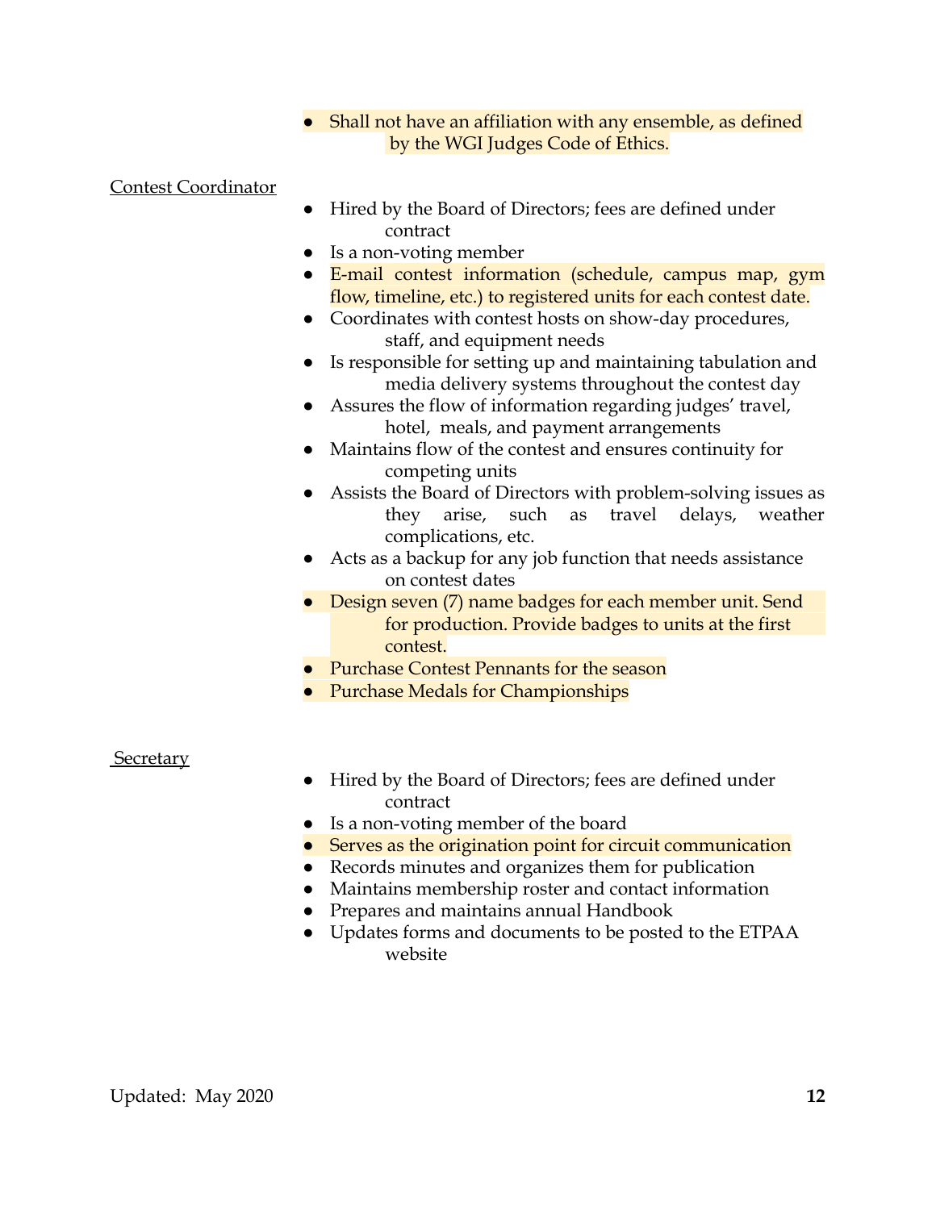- Shall not have an affiliation with any ensemble, as defined by the WGI Judges Code of Ethics.

Contest Coordinator

- Hired by the Board of Directors; fees are defined under contract
- Is a non-voting member
- E-mail contest information (schedule, campus map, gym flow, timeline, etc.) to registered units for each contest date.
- Coordinates with contest hosts on show-day procedures, staff, and equipment needs
- Is responsible for setting up and maintaining tabulation and media delivery systems throughout the contest day
- Assures the flow of information regarding judges' travel, hotel, meals, and payment arrangements
- Maintains flow of the contest and ensures continuity for competing units
- Assists the Board of Directors with problem-solving issues as they arise, such as travel delays, weather complications, etc.
- Acts as a backup for any job function that needs assistance on contest dates
- Design seven (7) name badges for each member unit. Send for production. Provide badges to units at the first contest.
- Purchase Contest Pennants for the season
- Purchase Medals for Championships

Secretary

- Hired by the Board of Directors; fees are defined under contract
- Is a non-voting member of the board
- Serves as the origination point for circuit communication
- Records minutes and organizes them for publication
- Maintains membership roster and contact information
- Prepares and maintains annual Handbook
- Updates forms and documents to be posted to the ETPAA website

Updated: May 2020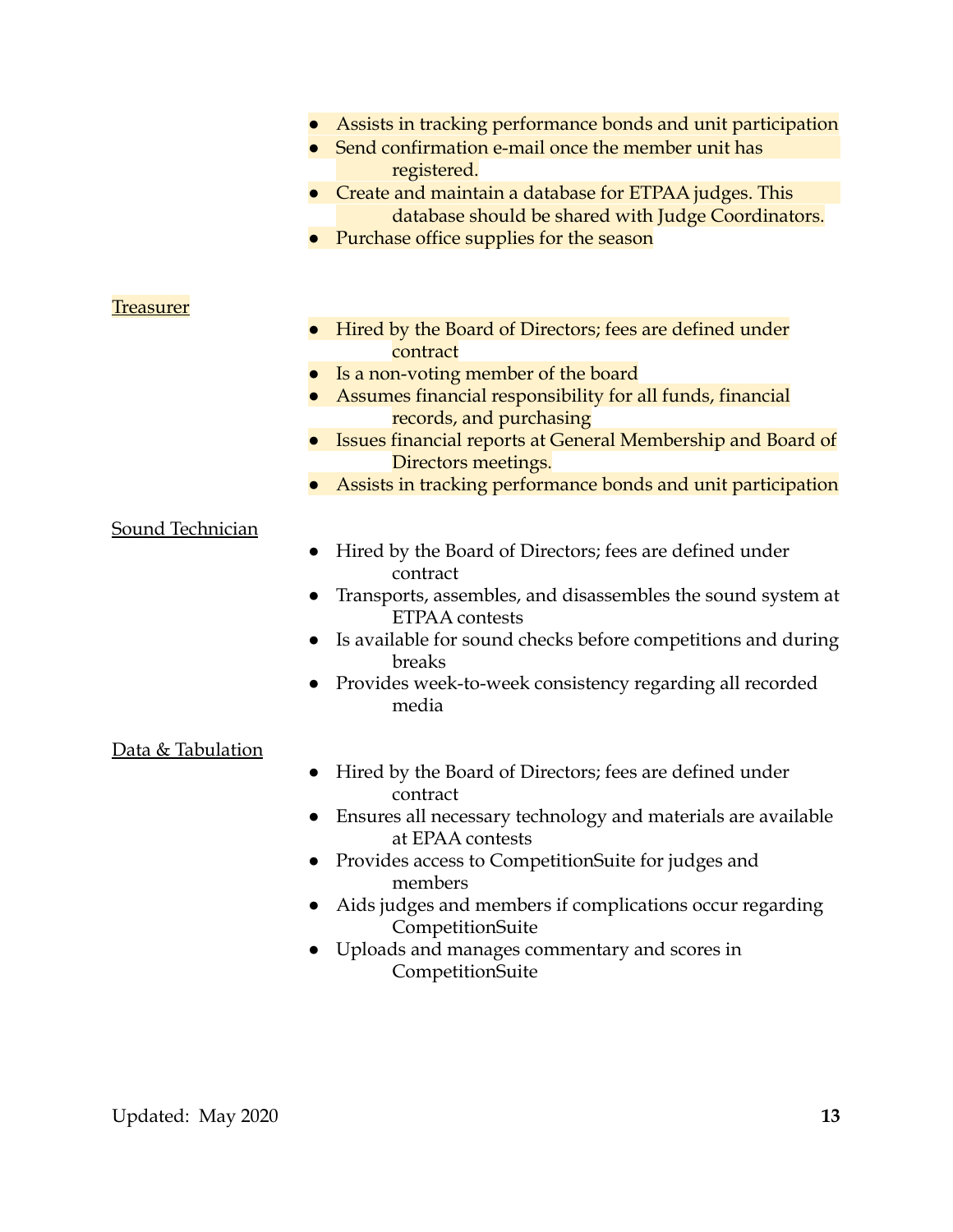- Assists in tracking performance bonds and unit participation
- Send confirmation e-mail once the member unit has registered.
- Create and maintain a database for ETPAA judges. This database should be shared with Judge Coordinators.
- Purchase office supplies for the season

<u>Treasurer</u>

- Hired by the Board of Directors; fees are defined under contract
- Is a non-voting member of the board
- Assumes financial responsibility for all funds, financial records, and purchasing
- Issues financial reports at General Membership and Board of Directors meetings.
- Assists in tracking performance bonds and unit participation

<u>Sound Technician</u>

- Hired by the Board of Directors; fees are defined under contract
- Transports, assembles, and disassembles the sound system at ETPAA contests
- Is available for sound checks before competitions and during breaks
- Provides week-to-week consistency regarding all recorded media

<u>Data & Tabulation</u>

- Hired by the Board of Directors; fees are defined under contract
- Ensures all necessary technology and materials are available at EPAA contests
- Provides access to CompetitionSuite for judges and members
- Aids judges and members if complications occur regarding CompetitionSuite
- Uploads and manages commentary and scores in CompetitionSuite

Updated: May 2020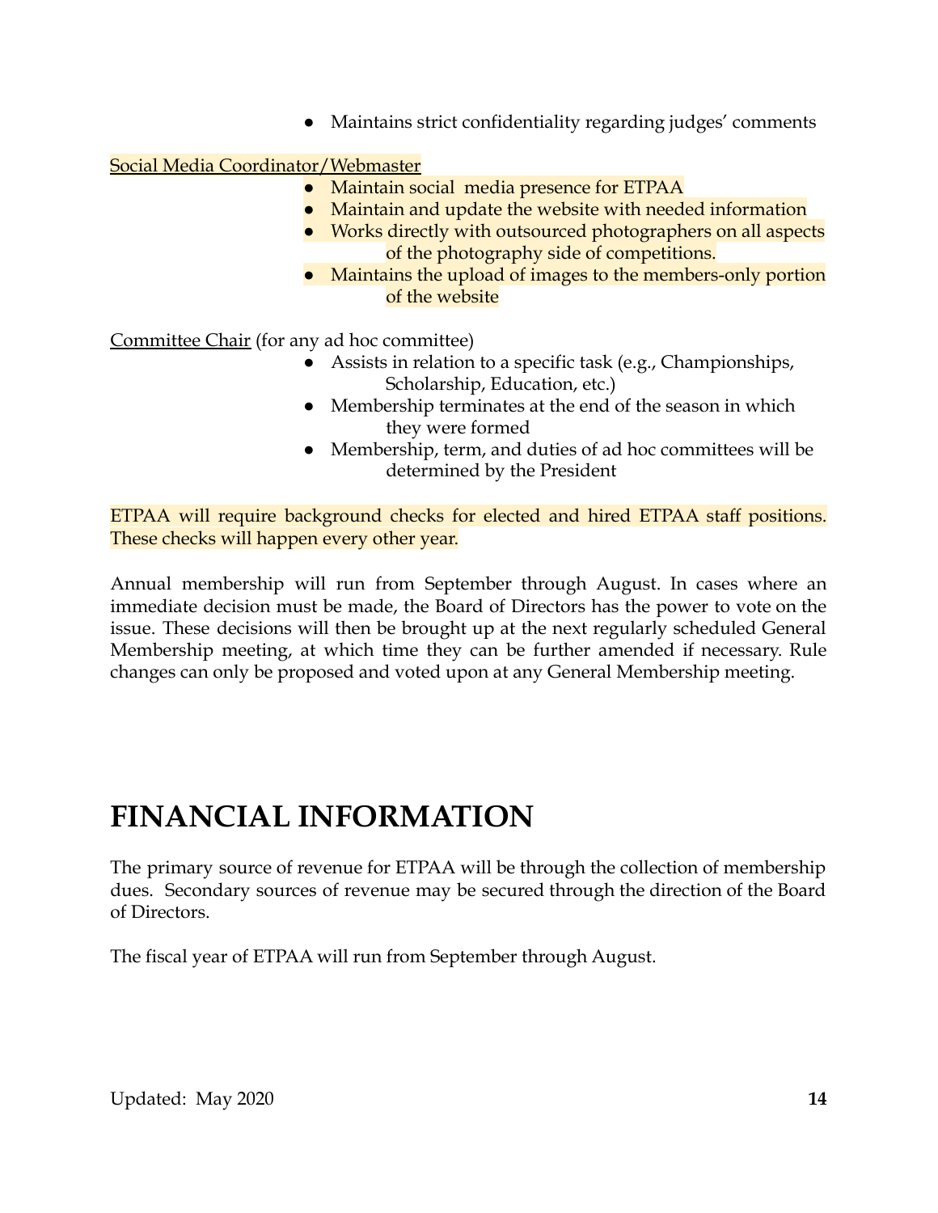- Maintains strict confidentiality regarding judges' comments

Social Media Coordinator/Webmaster

- Maintain social media presence for ETPAA
- Maintain and update the website with needed information
- Works directly with outsourced photographers on all aspects of the photography side of competitions.
- Maintains the upload of images to the members-only portion of the website

Committee Chair (for any ad hoc committee)

- Assists in relation to a specific task (e.g., Championships, Scholarship, Education, etc.)
- Membership terminates at the end of the season in which they were formed
- Membership, term, and duties of ad hoc committees will be determined by the President

ETPAA will require background checks for elected and hired ETPAA staff positions. These checks will happen every other year.

Annual membership will run from September through August. In cases where an immediate decision must be made, the Board of Directors has the power to vote on the issue. These decisions will then be brought up at the next regularly scheduled General Membership meeting, at which time they can be further amended if necessary. Rule changes can only be proposed and voted upon at any General Membership meeting.

# FINANCIAL INFORMATION

The primary source of revenue for ETPAA will be through the collection of membership dues. Secondary sources of revenue may be secured through the direction of the Board of Directors.

The fiscal year of ETPAA will run from September through August.

Updated: May 2020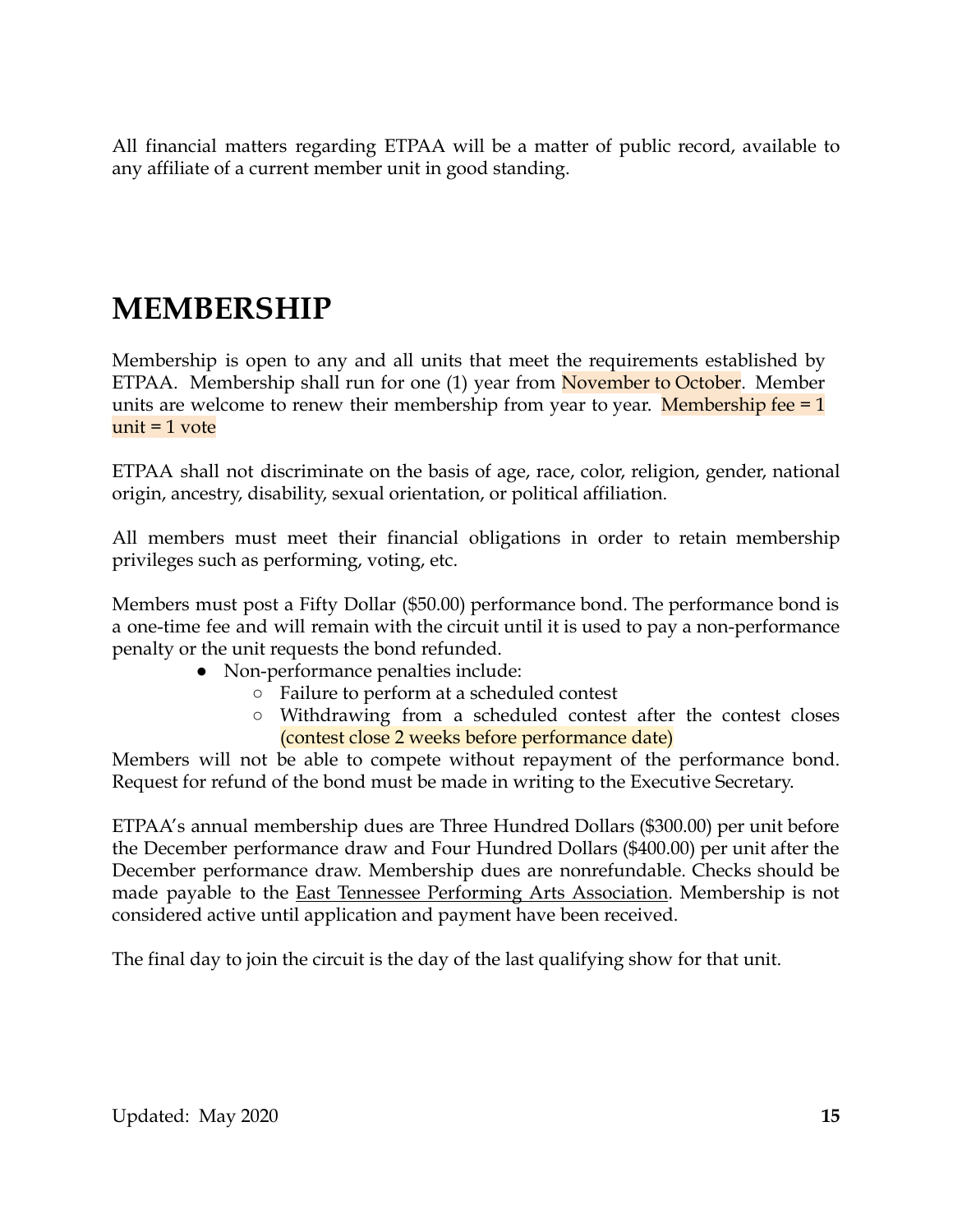All financial matters regarding ETPAA will be a matter of public record, available to any affiliate of a current member unit in good standing.

# MEMBERSHIP

Membership is open to any and all units that meet the requirements established by ETPAA. Membership shall run for one (1) year from November to October. Member units are welcome to renew their membership from year to year. Membership fee = 1 unit = 1 vote

ETPAA shall not discriminate on the basis of age, race, color, religion, gender, national origin, ancestry, disability, sexual orientation, or political affiliation.

All members must meet their financial obligations in order to retain membership privileges such as performing, voting, etc.

Members must post a Fifty Dollar ($50.00) performance bond. The performance bond is a one-time fee and will remain with the circuit until it is used to pay a non-performance penalty or the unit requests the bond refunded.

- Non-performance penalties include:
  - Failure to perform at a scheduled contest
  - Withdrawing from a scheduled contest after the contest closes (contest close 2 weeks before performance date)

Members will not be able to compete without repayment of the performance bond. Request for refund of the bond must be made in writing to the Executive Secretary.

ETPAA's annual membership dues are Three Hundred Dollars ($300.00) per unit before the December performance draw and Four Hundred Dollars ($400.00) per unit after the December performance draw. Membership dues are nonrefundable. Checks should be made payable to the East Tennessee Performing Arts Association. Membership is not considered active until application and payment have been received.

The final day to join the circuit is the day of the last qualifying show for that unit.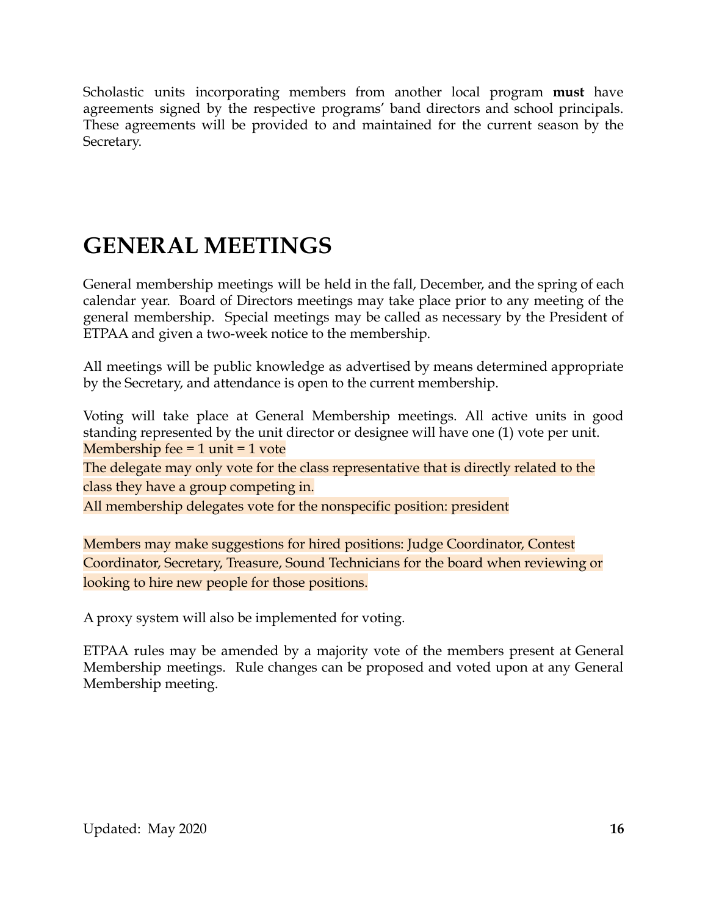Scholastic units incorporating members from another local program **must** have agreements signed by the respective programs' band directors and school principals. These agreements will be provided to and maintained for the current season by the Secretary.

# GENERAL MEETINGS

General membership meetings will be held in the fall, December, and the spring of each calendar year. Board of Directors meetings may take place prior to any meeting of the general membership. Special meetings may be called as necessary by the President of ETPAA and given a two-week notice to the membership.

All meetings will be public knowledge as advertised by means determined appropriate by the Secretary, and attendance is open to the current membership.

Voting will take place at General Membership meetings. All active units in good standing represented by the unit director or designee will have one (1) vote per unit.
Membership fee = 1 unit = 1 vote
The delegate may only vote for the class representative that is directly related to the class they have a group competing in.
All membership delegates vote for the nonspecific position: president

Members may make suggestions for hired positions: Judge Coordinator, Contest Coordinator, Secretary, Treasure, Sound Technicians for the board when reviewing or looking to hire new people for those positions.

A proxy system will also be implemented for voting.

ETPAA rules may be amended by a majority vote of the members present at General Membership meetings. Rule changes can be proposed and voted upon at any General Membership meeting.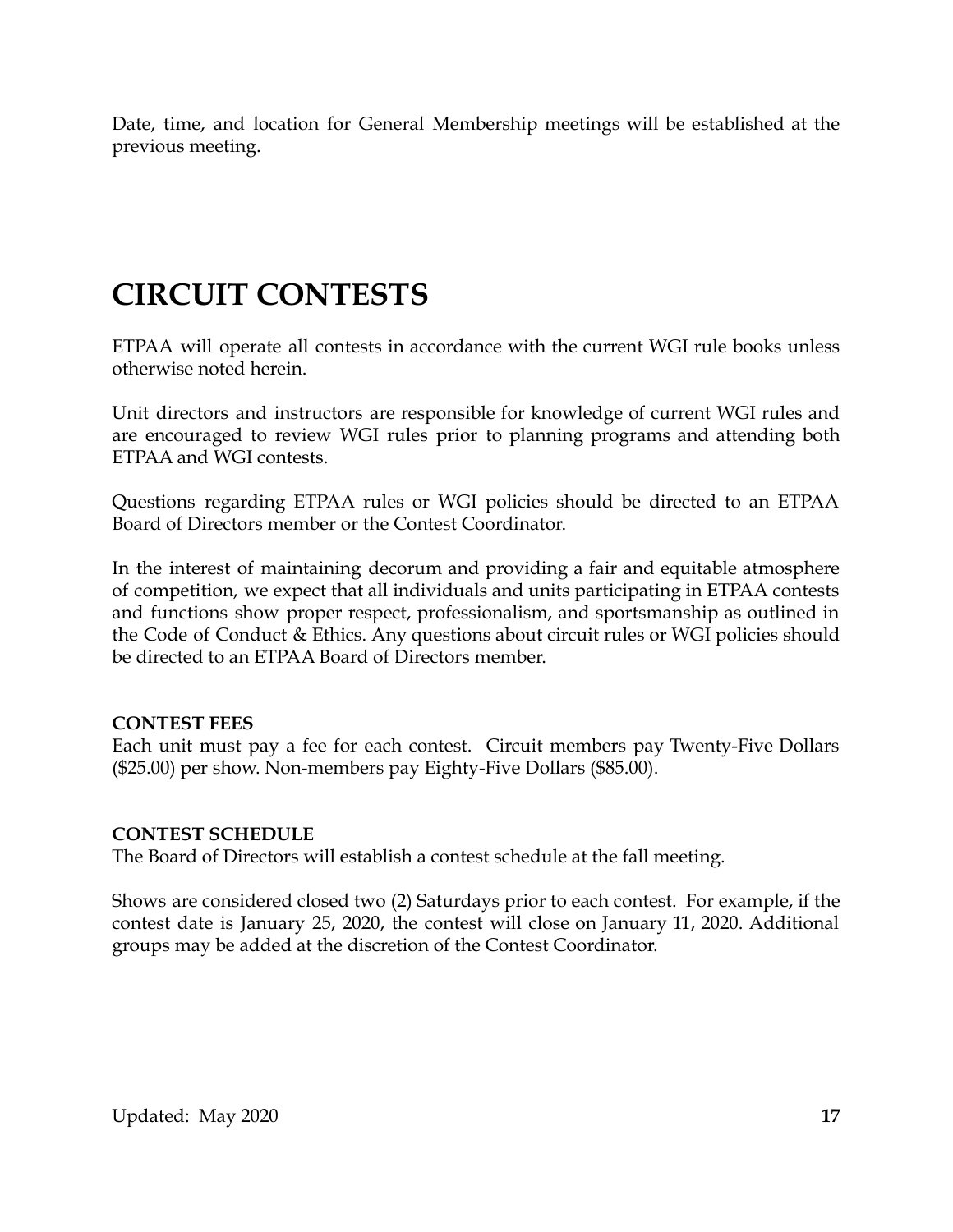Date, time, and location for General Membership meetings will be established at the previous meeting.

# CIRCUIT CONTESTS

ETPAA will operate all contests in accordance with the current WGI rule books unless otherwise noted herein.

Unit directors and instructors are responsible for knowledge of current WGI rules and are encouraged to review WGI rules prior to planning programs and attending both ETPAA and WGI contests.

Questions regarding ETPAA rules or WGI policies should be directed to an ETPAA Board of Directors member or the Contest Coordinator.

In the interest of maintaining decorum and providing a fair and equitable atmosphere of competition, we expect that all individuals and units participating in ETPAA contests and functions show proper respect, professionalism, and sportsmanship as outlined in the Code of Conduct & Ethics. Any questions about circuit rules or WGI policies should be directed to an ETPAA Board of Directors member.

**CONTEST FEES**
Each unit must pay a fee for each contest. Circuit members pay Twenty-Five Dollars ($25.00) per show. Non-members pay Eighty-Five Dollars ($85.00).

**CONTEST SCHEDULE**
The Board of Directors will establish a contest schedule at the fall meeting.

Shows are considered closed two (2) Saturdays prior to each contest. For example, if the contest date is January 25, 2020, the contest will close on January 11, 2020. Additional groups may be added at the discretion of the Contest Coordinator.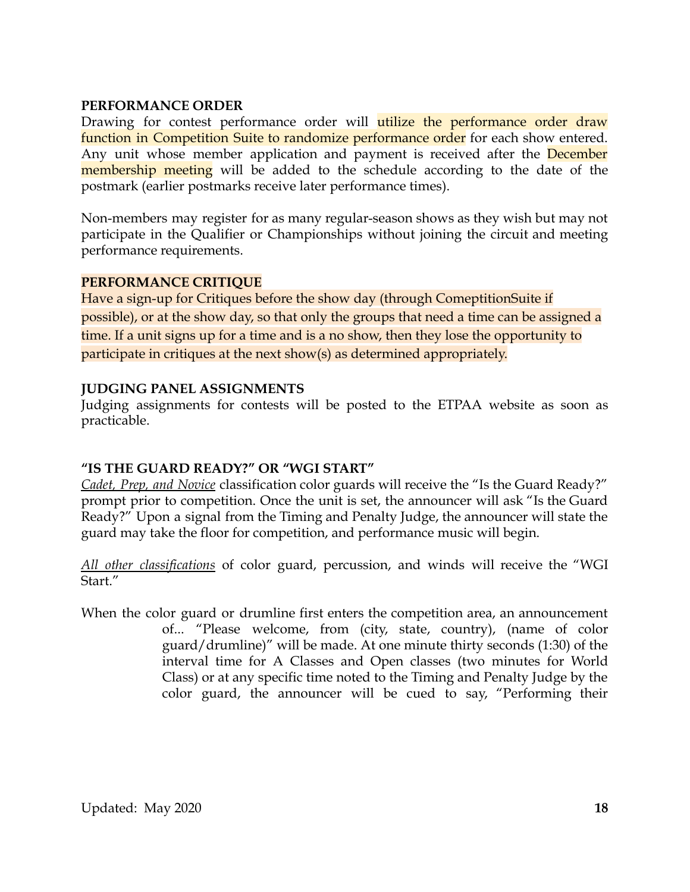**PERFORMANCE ORDER**

Drawing for contest performance order will utilize the performance order draw function in Competition Suite to randomize performance order for each show entered. Any unit whose member application and payment is received after the December membership meeting will be added to the schedule according to the date of the postmark (earlier postmarks receive later performance times).

Non-members may register for as many regular-season shows as they wish but may not participate in the Qualifier or Championships without joining the circuit and meeting performance requirements.

**PERFORMANCE CRITIQUE**

Have a sign-up for Critiques before the show day (through ComeptitionSuite if possible), or at the show day, so that only the groups that need a time can be assigned a time. If a unit signs up for a time and is a no show, then they lose the opportunity to participate in critiques at the next show(s) as determined appropriately.

**JUDGING PANEL ASSIGNMENTS**

Judging assignments for contests will be posted to the ETPAA website as soon as practicable.

**"IS THE GUARD READY?" OR "WGI START"**

*Cadet, Prep, and Novice* classification color guards will receive the "Is the Guard Ready?" prompt prior to competition. Once the unit is set, the announcer will ask "Is the Guard Ready?" Upon a signal from the Timing and Penalty Judge, the announcer will state the guard may take the floor for competition, and performance music will begin.

*All other classifications* of color guard, percussion, and winds will receive the "WGI Start."

When the color guard or drumline first enters the competition area, an announcement of... "Please welcome, from (city, state, country), (name of color guard/drumline)" will be made. At one minute thirty seconds (1:30) of the interval time for A Classes and Open classes (two minutes for World Class) or at any specific time noted to the Timing and Penalty Judge by the color guard, the announcer will be cued to say, "Performing their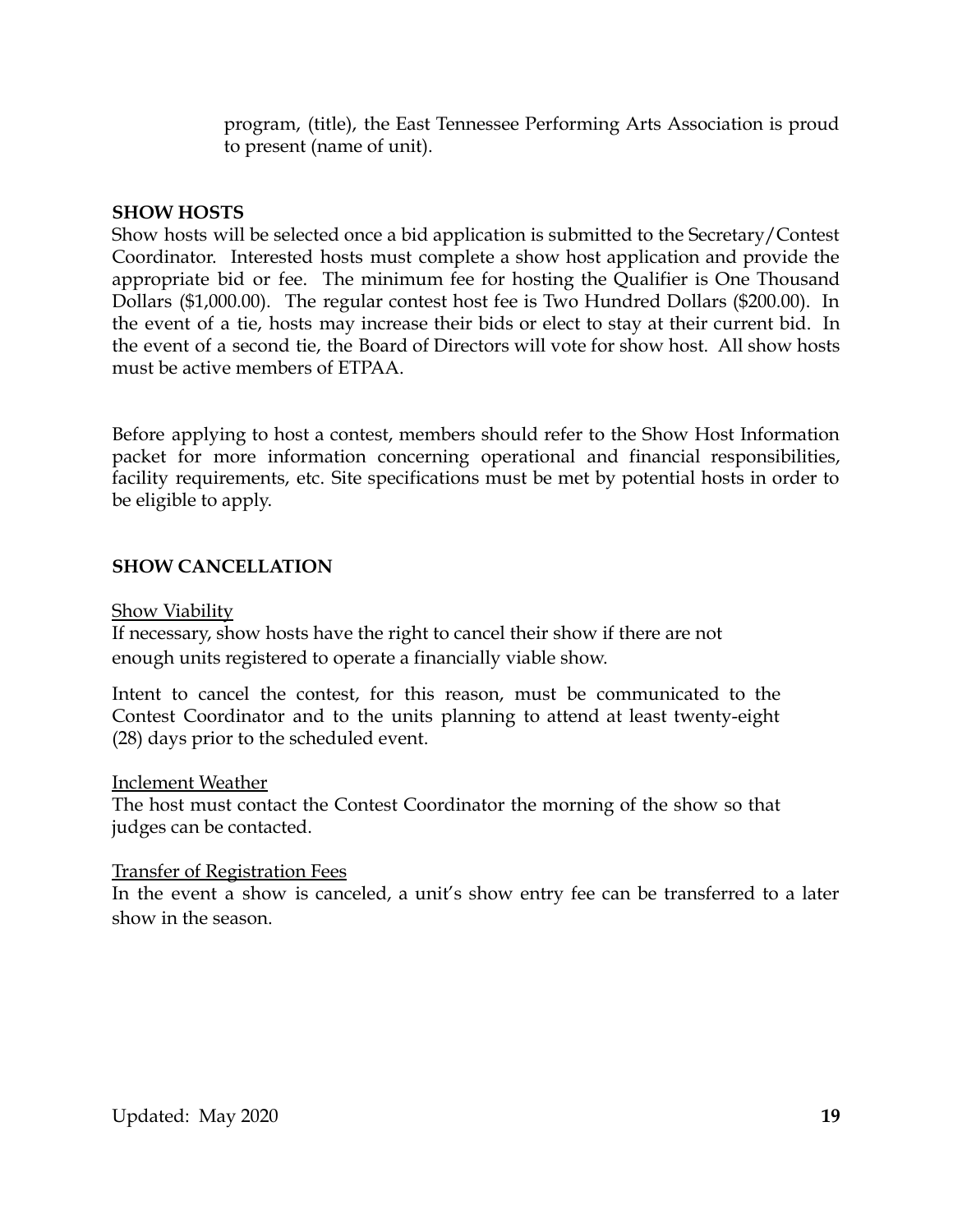program, (title), the East Tennessee Performing Arts Association is proud to present (name of unit).

**SHOW HOSTS**

Show hosts will be selected once a bid application is submitted to the Secretary/Contest Coordinator. Interested hosts must complete a show host application and provide the appropriate bid or fee. The minimum fee for hosting the Qualifier is One Thousand Dollars ($1,000.00). The regular contest host fee is Two Hundred Dollars ($200.00). In the event of a tie, hosts may increase their bids or elect to stay at their current bid. In the event of a second tie, the Board of Directors will vote for show host. All show hosts must be active members of ETPAA.

Before applying to host a contest, members should refer to the Show Host Information packet for more information concerning operational and financial responsibilities, facility requirements, etc. Site specifications must be met by potential hosts in order to be eligible to apply.

**SHOW CANCELLATION**

<u>Show Viability</u>

If necessary, show hosts have the right to cancel their show if there are not enough units registered to operate a financially viable show.

Intent to cancel the contest, for this reason, must be communicated to the Contest Coordinator and to the units planning to attend at least twenty-eight (28) days prior to the scheduled event.

<u>Inclement Weather</u>

The host must contact the Contest Coordinator the morning of the show so that judges can be contacted.

<u>Transfer of Registration Fees</u>

In the event a show is canceled, a unit's show entry fee can be transferred to a later show in the season.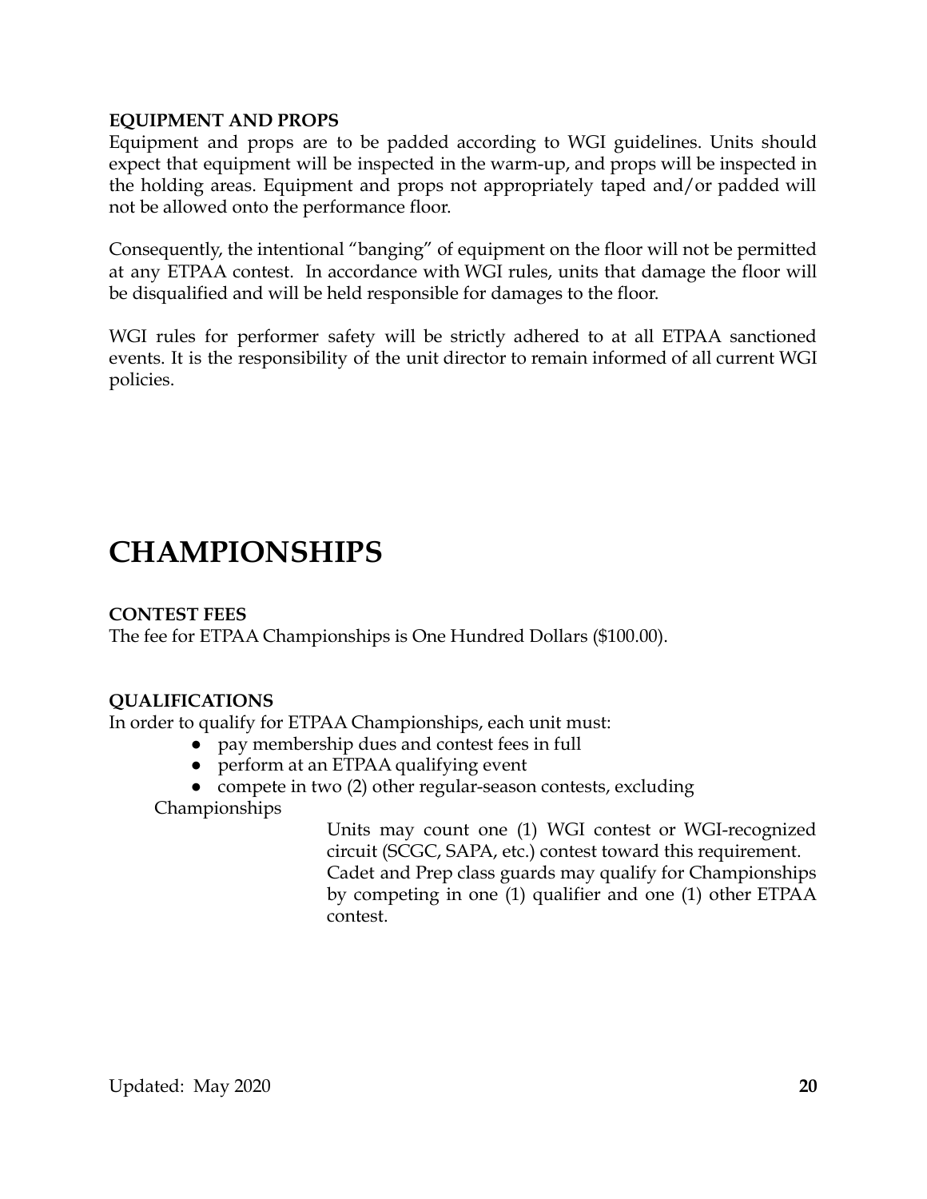**EQUIPMENT AND PROPS**

Equipment and props are to be padded according to WGI guidelines. Units should expect that equipment will be inspected in the warm-up, and props will be inspected in the holding areas. Equipment and props not appropriately taped and/or padded will not be allowed onto the performance floor.

Consequently, the intentional "banging" of equipment on the floor will not be permitted at any ETPAA contest. In accordance with WGI rules, units that damage the floor will be disqualified and will be held responsible for damages to the floor.

WGI rules for performer safety will be strictly adhered to at all ETPAA sanctioned events. It is the responsibility of the unit director to remain informed of all current WGI policies.

# CHAMPIONSHIPS

**CONTEST FEES**

The fee for ETPAA Championships is One Hundred Dollars ($100.00).

**QUALIFICATIONS**

In order to qualify for ETPAA Championships, each unit must:

- pay membership dues and contest fees in full
- perform at an ETPAA qualifying event
- compete in two (2) other regular-season contests, excluding Championships

Units may count one (1) WGI contest or WGI-recognized circuit (SCGC, SAPA, etc.) contest toward this requirement. Cadet and Prep class guards may qualify for Championships by competing in one (1) qualifier and one (1) other ETPAA contest.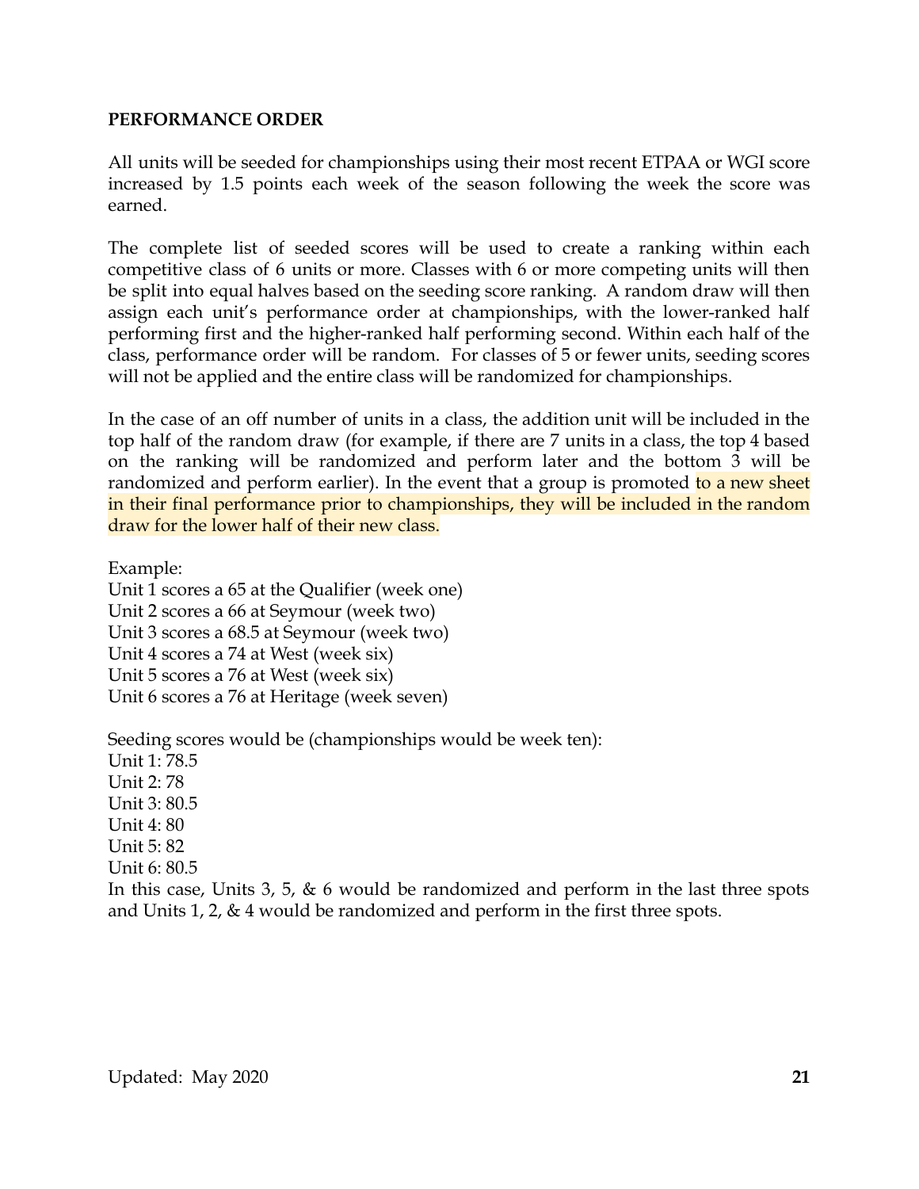**PERFORMANCE ORDER**

All units will be seeded for championships using their most recent ETPAA or WGI score increased by 1.5 points each week of the season following the week the score was earned.

The complete list of seeded scores will be used to create a ranking within each competitive class of 6 units or more. Classes with 6 or more competing units will then be split into equal halves based on the seeding score ranking. A random draw will then assign each unit's performance order at championships, with the lower-ranked half performing first and the higher-ranked half performing second. Within each half of the class, performance order will be random. For classes of 5 or fewer units, seeding scores will not be applied and the entire class will be randomized for championships.

In the case of an off number of units in a class, the addition unit will be included in the top half of the random draw (for example, if there are 7 units in a class, the top 4 based on the ranking will be randomized and perform later and the bottom 3 will be randomized and perform earlier). In the event that a group is promoted to a new sheet in their final performance prior to championships, they will be included in the random draw for the lower half of their new class.

Example:
Unit 1 scores a 65 at the Qualifier (week one)
Unit 2 scores a 66 at Seymour (week two)
Unit 3 scores a 68.5 at Seymour (week two)
Unit 4 scores a 74 at West (week six)
Unit 5 scores a 76 at West (week six)
Unit 6 scores a 76 at Heritage (week seven)

Seeding scores would be (championships would be week ten):
Unit 1: 78.5
Unit 2: 78
Unit 3: 80.5
Unit 4: 80
Unit 5: 82
Unit 6: 80.5
In this case, Units 3, 5, & 6 would be randomized and perform in the last three spots and Units 1, 2, & 4 would be randomized and perform in the first three spots.

Updated: May 2020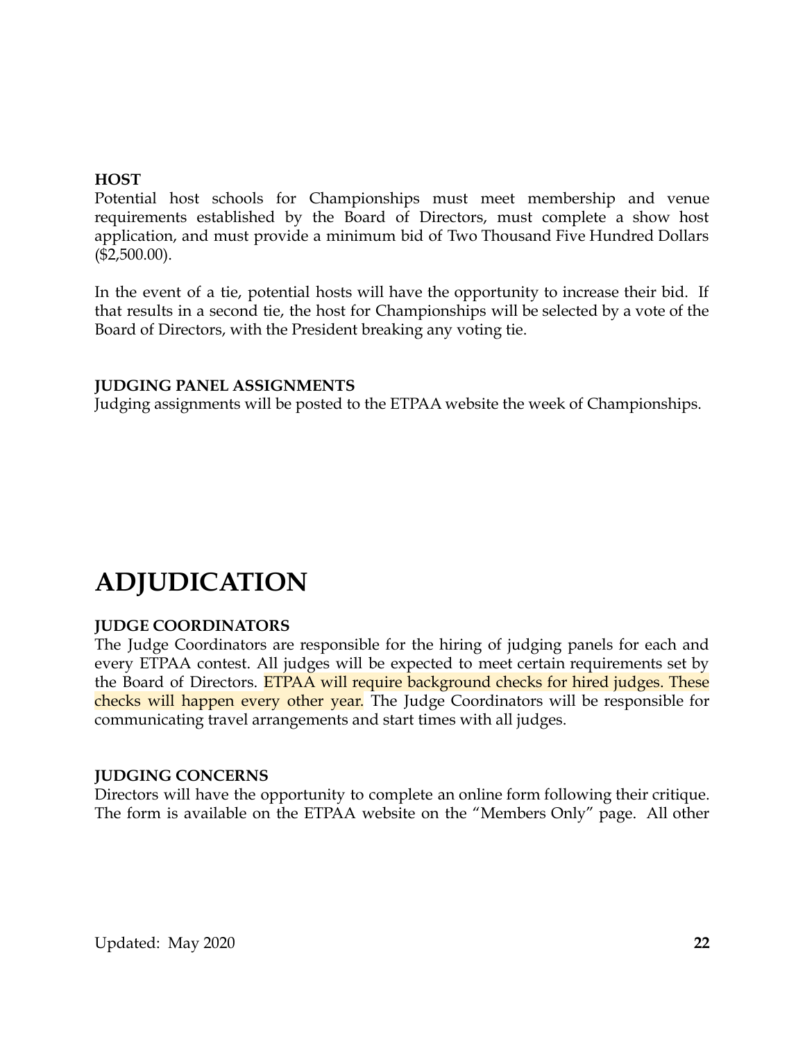**HOST**

Potential host schools for Championships must meet membership and venue requirements established by the Board of Directors, must complete a show host application, and must provide a minimum bid of Two Thousand Five Hundred Dollars ($2,500.00).

In the event of a tie, potential hosts will have the opportunity to increase their bid. If that results in a second tie, the host for Championships will be selected by a vote of the Board of Directors, with the President breaking any voting tie.

**JUDGING PANEL ASSIGNMENTS**

Judging assignments will be posted to the ETPAA website the week of Championships.

# ADJUDICATION

**JUDGE COORDINATORS**

The Judge Coordinators are responsible for the hiring of judging panels for each and every ETPAA contest. All judges will be expected to meet certain requirements set by the Board of Directors. ETPAA will require background checks for hired judges. These checks will happen every other year. The Judge Coordinators will be responsible for communicating travel arrangements and start times with all judges.

**JUDGING CONCERNS**

Directors will have the opportunity to complete an online form following their critique. The form is available on the ETPAA website on the "Members Only" page. All other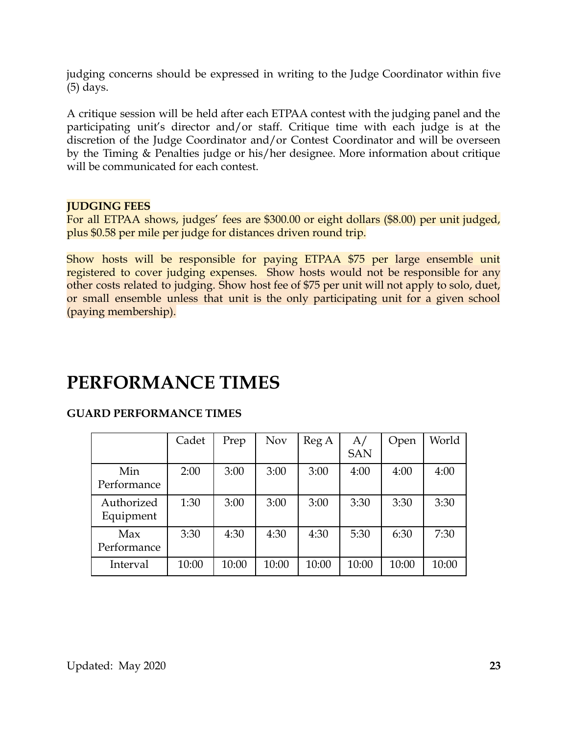judging concerns should be expressed in writing to the Judge Coordinator within five (5) days.

A critique session will be held after each ETPAA contest with the judging panel and the participating unit's director and/or staff. Critique time with each judge is at the discretion of the Judge Coordinator and/or Contest Coordinator and will be overseen by the Timing & Penalties judge or his/her designee. More information about critique will be communicated for each contest.

**JUDGING FEES**

For all ETPAA shows, judges' fees are $300.00 or eight dollars ($8.00) per unit judged, plus $0.58 per mile per judge for distances driven round trip.

Show hosts will be responsible for paying ETPAA $75 per large ensemble unit registered to cover judging expenses. Show hosts would not be responsible for any other costs related to judging. Show host fee of $75 per unit will not apply to solo, duet, or small ensemble unless that unit is the only participating unit for a given school (paying membership).

# PERFORMANCE TIMES

**GUARD PERFORMANCE TIMES**

| | Cadet | Prep | Nov | Reg A | A/ SAN | Open | World |
|---|---|---|---|---|---|---|---|
| Min Performance | 2:00 | 3:00 | 3:00 | 3:00 | 4:00 | 4:00 | 4:00 |
| Authorized Equipment | 1:30 | 3:00 | 3:00 | 3:00 | 3:30 | 3:30 | 3:30 |
| Max Performance | 3:30 | 4:30 | 4:30 | 4:30 | 5:30 | 6:30 | 7:30 |
| Interval | 10:00 | 10:00 | 10:00 | 10:00 | 10:00 | 10:00 | 10:00 |

Updated: May 2020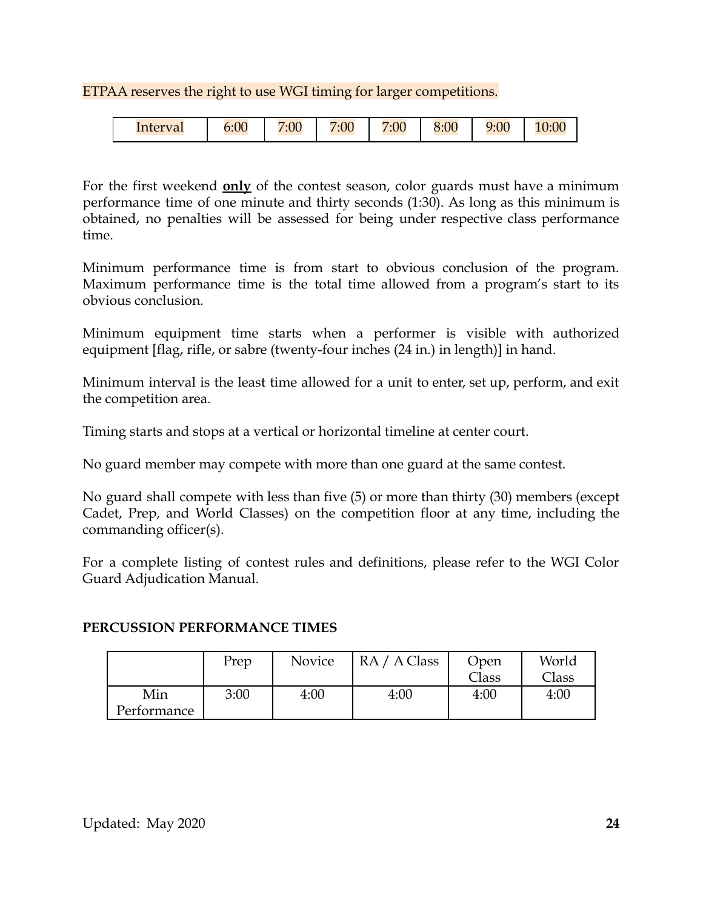ETPAA reserves the right to use WGI timing for larger competitions.

| | | | | | | | |
|---|---|---|---|---|---|---|---|
| Interval | 6:00 | 7:00 | 7:00 | 7:00 | 8:00 | 9:00 | 10:00 |

For the first weekend **only** of the contest season, color guards must have a minimum performance time of one minute and thirty seconds (1:30). As long as this minimum is obtained, no penalties will be assessed for being under respective class performance time.

Minimum performance time is from start to obvious conclusion of the program. Maximum performance time is the total time allowed from a program's start to its obvious conclusion.

Minimum equipment time starts when a performer is visible with authorized equipment [flag, rifle, or sabre (twenty-four inches (24 in.) in length)] in hand.

Minimum interval is the least time allowed for a unit to enter, set up, perform, and exit the competition area.

Timing starts and stops at a vertical or horizontal timeline at center court.

No guard member may compete with more than one guard at the same contest.

No guard shall compete with less than five (5) or more than thirty (30) members (except Cadet, Prep, and World Classes) on the competition floor at any time, including the commanding officer(s).

For a complete listing of contest rules and definitions, please refer to the WGI Color Guard Adjudication Manual.

**PERCUSSION PERFORMANCE TIMES**

| | Prep | Novice | RA / A Class | Open Class | World Class |
|---|---|---|---|---|---|
| Min Performance | 3:00 | 4:00 | 4:00 | 4:00 | 4:00 |

Updated: May 2020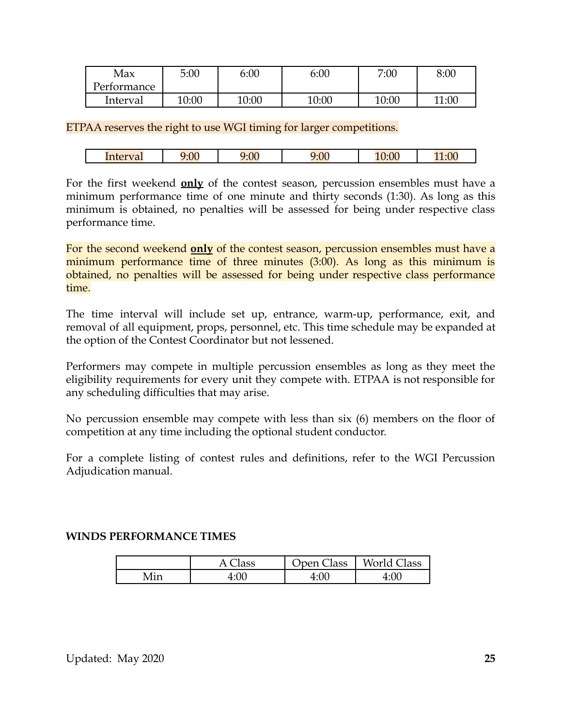| | | | | | |
|---|---|---|---|---|---|
| Max Performance | 5:00 | 6:00 | 6:00 | 7:00 | 8:00 |
| Interval | 10:00 | 10:00 | 10:00 | 10:00 | 11:00 |

ETPAA reserves the right to use WGI timing for larger competitions.

| | | | | | |
|---|---|---|---|---|---|
| Interval | 9:00 | 9:00 | 9:00 | 10:00 | 11:00 |

For the first weekend **only** of the contest season, percussion ensembles must have a minimum performance time of one minute and thirty seconds (1:30). As long as this minimum is obtained, no penalties will be assessed for being under respective class performance time.

For the second weekend **only** of the contest season, percussion ensembles must have a minimum performance time of three minutes (3:00). As long as this minimum is obtained, no penalties will be assessed for being under respective class performance time.

The time interval will include set up, entrance, warm-up, performance, exit, and removal of all equipment, props, personnel, etc. This time schedule may be expanded at the option of the Contest Coordinator but not lessened.

Performers may compete in multiple percussion ensembles as long as they meet the eligibility requirements for every unit they compete with. ETPAA is not responsible for any scheduling difficulties that may arise.

No percussion ensemble may compete with less than six (6) members on the floor of competition at any time including the optional student conductor.

For a complete listing of contest rules and definitions, refer to the WGI Percussion Adjudication manual.

**WINDS PERFORMANCE TIMES**

| | A Class | Open Class | World Class |
|---|---|---|---|
| Min | 4:00 | 4:00 | 4:00 |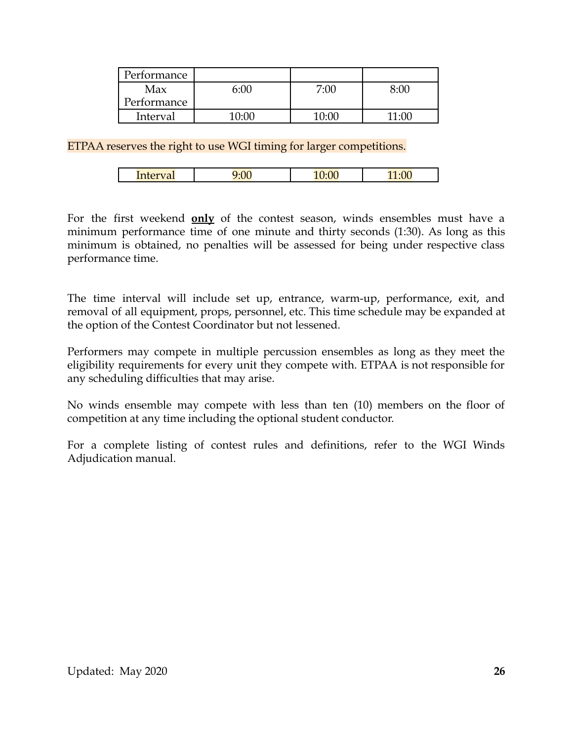| | | | |
|---|---|---|---|
| Performance | | | |
| Max Performance | 6:00 | 7:00 | 8:00 |
| Interval | 10:00 | 10:00 | 11:00 |

ETPAA reserves the right to use WGI timing for larger competitions.

| | | | |
|---|---|---|---|
| Interval | 9:00 | 10:00 | 11:00 |

For the first weekend **only** of the contest season, winds ensembles must have a minimum performance time of one minute and thirty seconds (1:30). As long as this minimum is obtained, no penalties will be assessed for being under respective class performance time.

The time interval will include set up, entrance, warm-up, performance, exit, and removal of all equipment, props, personnel, etc. This time schedule may be expanded at the option of the Contest Coordinator but not lessened.

Performers may compete in multiple percussion ensembles as long as they meet the eligibility requirements for every unit they compete with. ETPAA is not responsible for any scheduling difficulties that may arise.

No winds ensemble may compete with less than ten (10) members on the floor of competition at any time including the optional student conductor.

For a complete listing of contest rules and definitions, refer to the WGI Winds Adjudication manual.

Updated: May 2020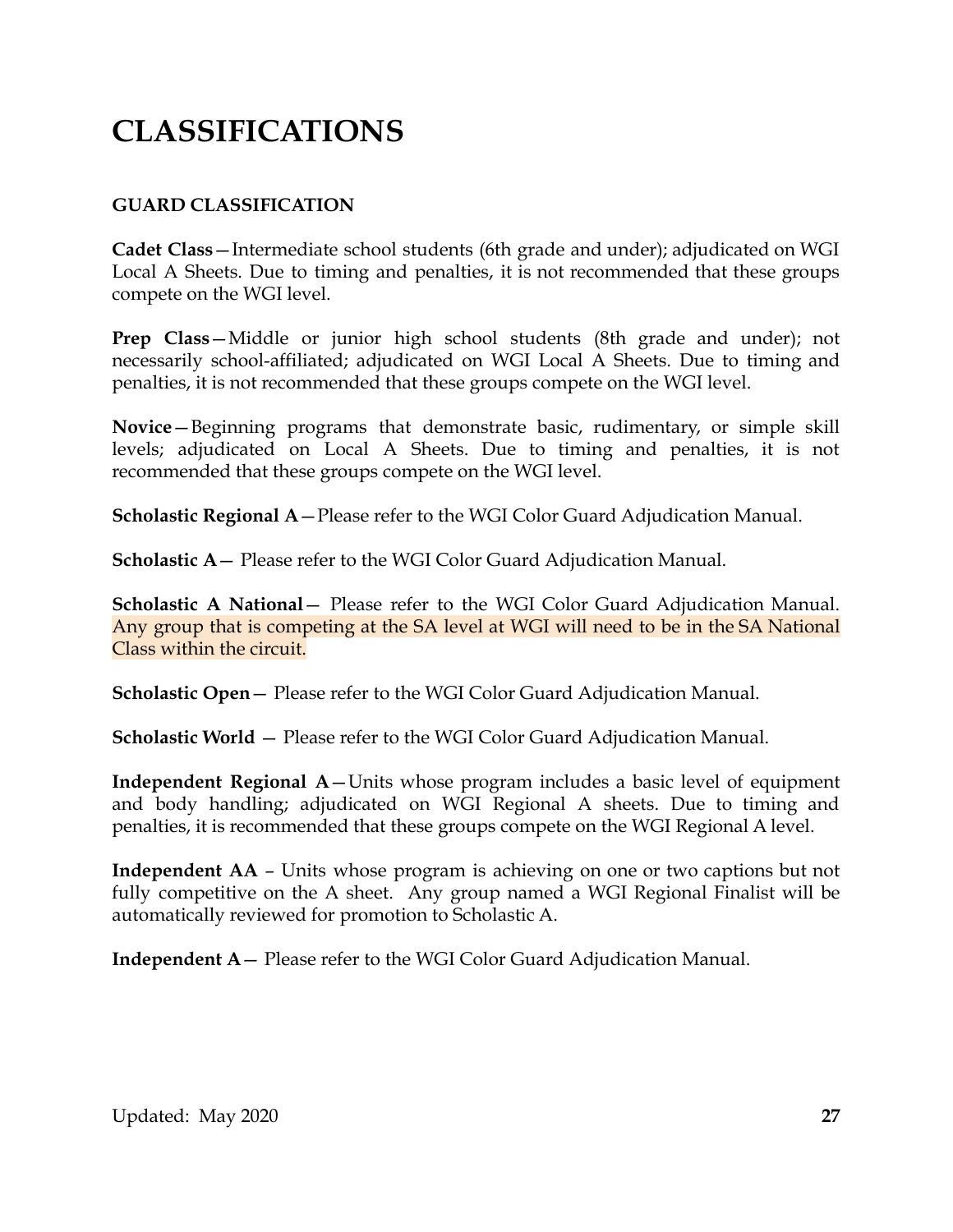# CLASSIFICATIONS

**GUARD CLASSIFICATION**

**Cadet Class**—Intermediate school students (6th grade and under); adjudicated on WGI Local A Sheets. Due to timing and penalties, it is not recommended that these groups compete on the WGI level.

**Prep Class**—Middle or junior high school students (8th grade and under); not necessarily school-affiliated; adjudicated on WGI Local A Sheets. Due to timing and penalties, it is not recommended that these groups compete on the WGI level.

**Novice**—Beginning programs that demonstrate basic, rudimentary, or simple skill levels; adjudicated on Local A Sheets. Due to timing and penalties, it is not recommended that these groups compete on the WGI level.

**Scholastic Regional A**—Please refer to the WGI Color Guard Adjudication Manual.

**Scholastic A**— Please refer to the WGI Color Guard Adjudication Manual.

**Scholastic A National**— Please refer to the WGI Color Guard Adjudication Manual. Any group that is competing at the SA level at WGI will need to be in the SA National Class within the circuit.

**Scholastic Open**— Please refer to the WGI Color Guard Adjudication Manual.

**Scholastic World** — Please refer to the WGI Color Guard Adjudication Manual.

**Independent Regional A**—Units whose program includes a basic level of equipment and body handling; adjudicated on WGI Regional A sheets. Due to timing and penalties, it is recommended that these groups compete on the WGI Regional A level.

**Independent AA** – Units whose program is achieving on one or two captions but not fully competitive on the A sheet. Any group named a WGI Regional Finalist will be automatically reviewed for promotion to Scholastic A.

**Independent A**— Please refer to the WGI Color Guard Adjudication Manual.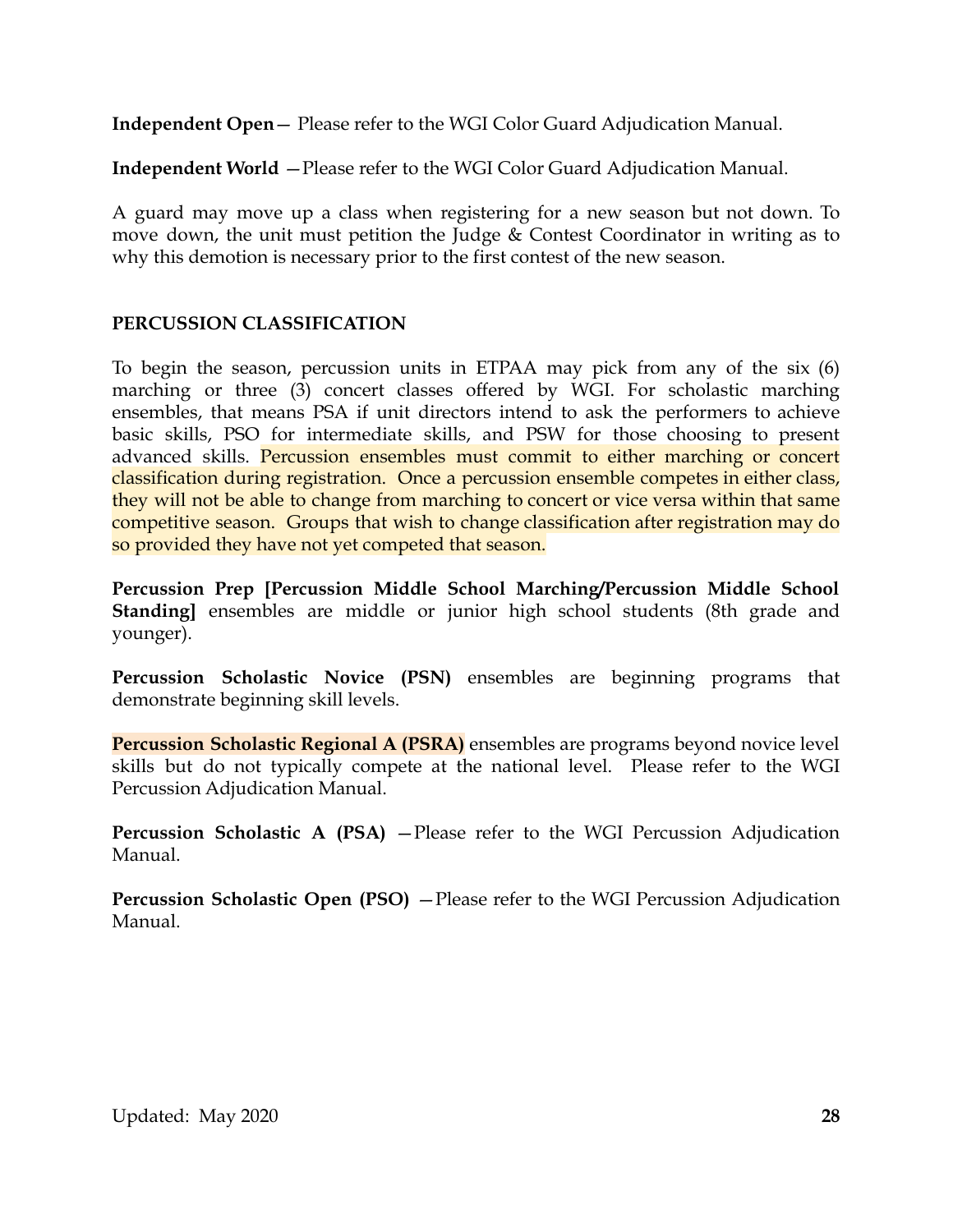**Independent Open**— Please refer to the WGI Color Guard Adjudication Manual.

**Independent World** —Please refer to the WGI Color Guard Adjudication Manual.

A guard may move up a class when registering for a new season but not down. To move down, the unit must petition the Judge & Contest Coordinator in writing as to why this demotion is necessary prior to the first contest of the new season.

**PERCUSSION CLASSIFICATION**

To begin the season, percussion units in ETPAA may pick from any of the six (6) marching or three (3) concert classes offered by WGI. For scholastic marching ensembles, that means PSA if unit directors intend to ask the performers to achieve basic skills, PSO for intermediate skills, and PSW for those choosing to present advanced skills. Percussion ensembles must commit to either marching or concert classification during registration. Once a percussion ensemble competes in either class, they will not be able to change from marching to concert or vice versa within that same competitive season. Groups that wish to change classification after registration may do so provided they have not yet competed that season.

**Percussion Prep [Percussion Middle School Marching/Percussion Middle School Standing]** ensembles are middle or junior high school students (8th grade and younger).

**Percussion Scholastic Novice (PSN)** ensembles are beginning programs that demonstrate beginning skill levels.

**Percussion Scholastic Regional A (PSRA)** ensembles are programs beyond novice level skills but do not typically compete at the national level. Please refer to the WGI Percussion Adjudication Manual.

**Percussion Scholastic A (PSA)** —Please refer to the WGI Percussion Adjudication Manual.

**Percussion Scholastic Open (PSO)** —Please refer to the WGI Percussion Adjudication Manual.

Updated: May 2020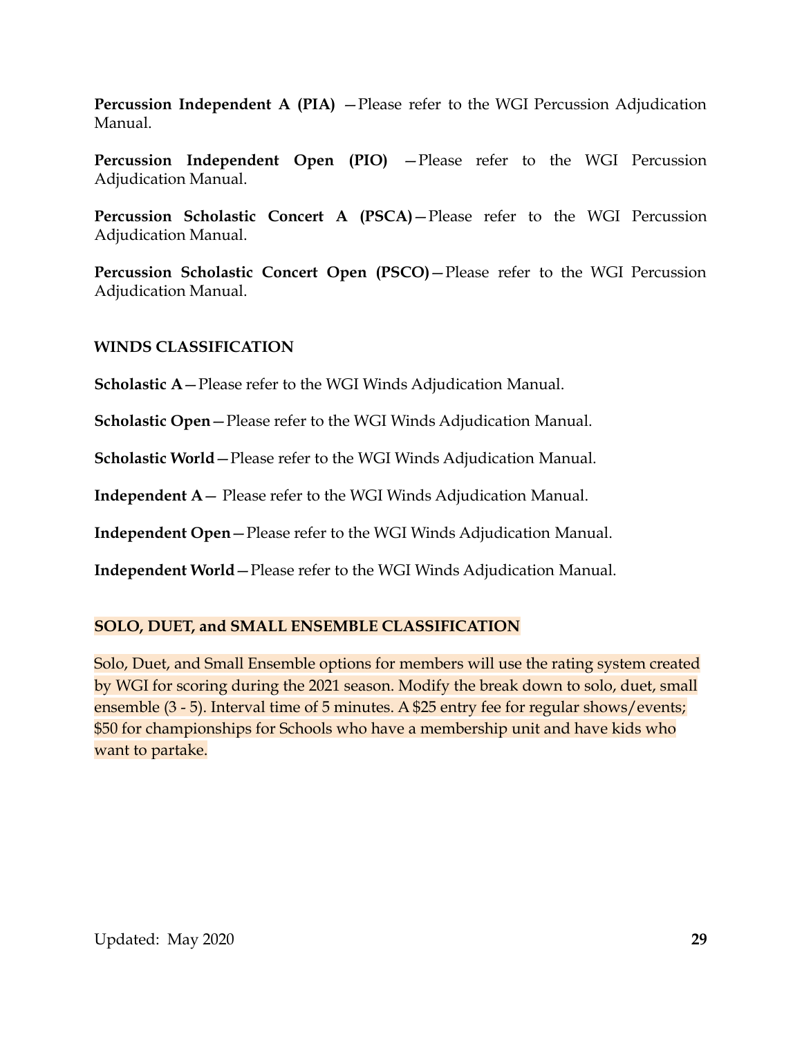**Percussion Independent A (PIA)** —Please refer to the WGI Percussion Adjudication Manual.

**Percussion Independent Open (PIO)** —Please refer to the WGI Percussion Adjudication Manual.

**Percussion Scholastic Concert A (PSCA)**—Please refer to the WGI Percussion Adjudication Manual.

**Percussion Scholastic Concert Open (PSCO)**—Please refer to the WGI Percussion Adjudication Manual.

**WINDS CLASSIFICATION**

**Scholastic A**—Please refer to the WGI Winds Adjudication Manual.

**Scholastic Open**—Please refer to the WGI Winds Adjudication Manual.

**Scholastic World**—Please refer to the WGI Winds Adjudication Manual.

**Independent A**— Please refer to the WGI Winds Adjudication Manual.

**Independent Open**—Please refer to the WGI Winds Adjudication Manual.

**Independent World**—Please refer to the WGI Winds Adjudication Manual.

**SOLO, DUET, and SMALL ENSEMBLE CLASSIFICATION**

Solo, Duet, and Small Ensemble options for members will use the rating system created by WGI for scoring during the 2021 season. Modify the break down to solo, duet, small ensemble (3 - 5). Interval time of 5 minutes. A $25 entry fee for regular shows/events; $50 for championships for Schools who have a membership unit and have kids who want to partake.

Updated: May 2020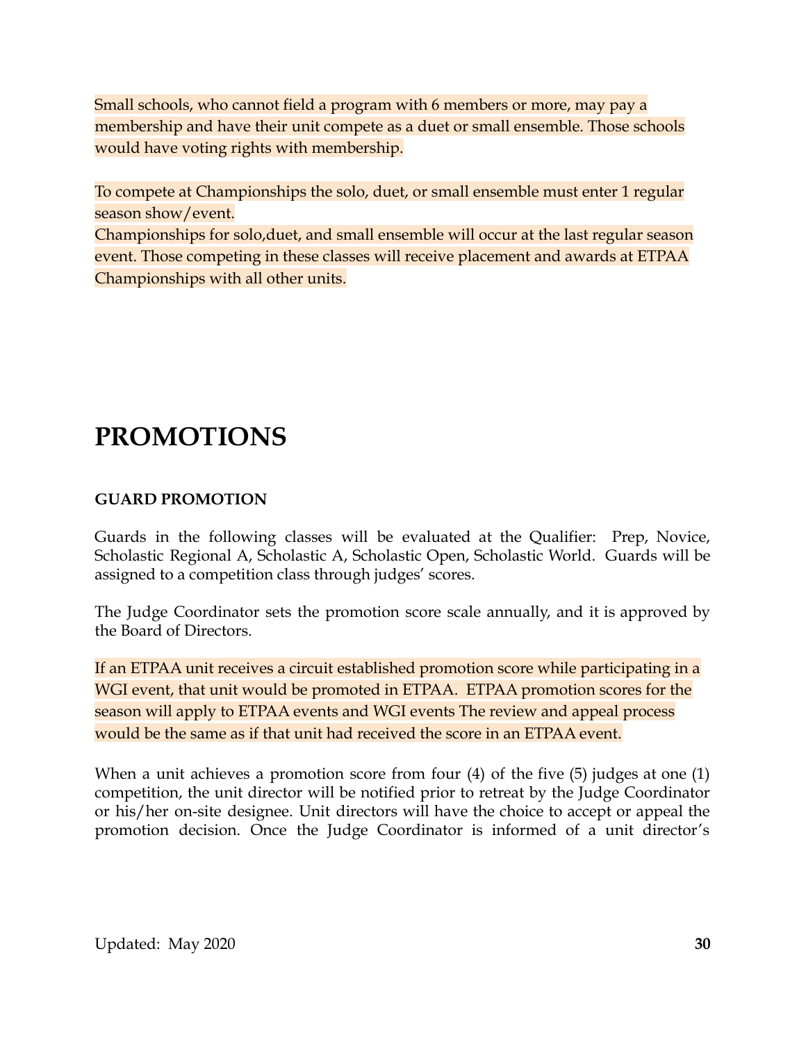Small schools, who cannot field a program with 6 members or more, may pay a membership and have their unit compete as a duet or small ensemble. Those schools would have voting rights with membership.

To compete at Championships the solo, duet, or small ensemble must enter 1 regular season show/event.
Championships for solo,duet, and small ensemble will occur at the last regular season event. Those competing in these classes will receive placement and awards at ETPAA Championships with all other units.

# PROMOTIONS

**GUARD PROMOTION**

Guards in the following classes will be evaluated at the Qualifier: Prep, Novice, Scholastic Regional A, Scholastic A, Scholastic Open, Scholastic World. Guards will be assigned to a competition class through judges' scores.

The Judge Coordinator sets the promotion score scale annually, and it is approved by the Board of Directors.

If an ETPAA unit receives a circuit established promotion score while participating in a WGI event, that unit would be promoted in ETPAA. ETPAA promotion scores for the season will apply to ETPAA events and WGI events The review and appeal process would be the same as if that unit had received the score in an ETPAA event.

When a unit achieves a promotion score from four (4) of the five (5) judges at one (1) competition, the unit director will be notified prior to retreat by the Judge Coordinator or his/her on-site designee. Unit directors will have the choice to accept or appeal the promotion decision. Once the Judge Coordinator is informed of a unit director's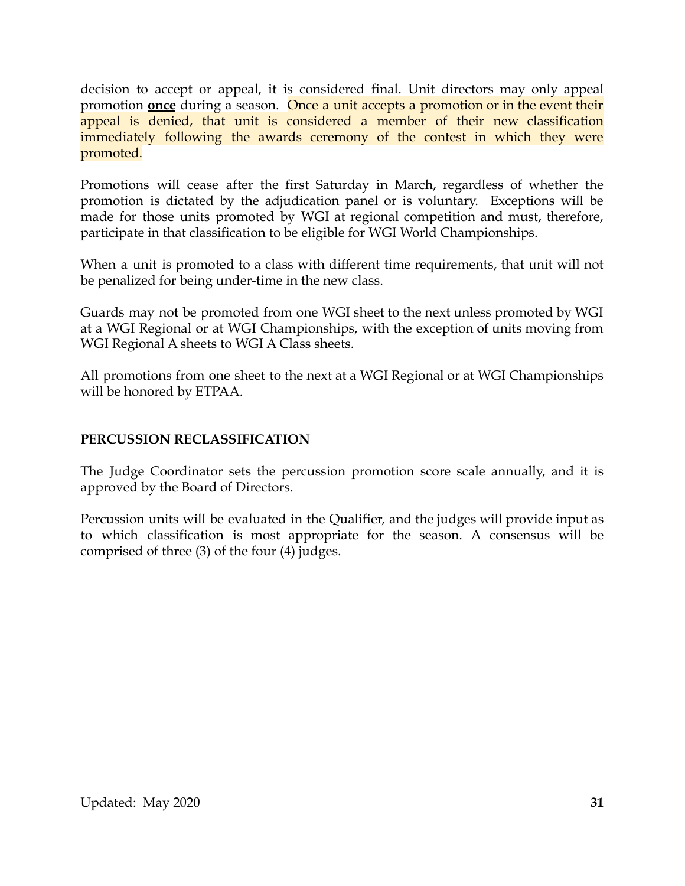decision to accept or appeal, it is considered final. Unit directors may only appeal promotion **once** during a season. Once a unit accepts a promotion or in the event their appeal is denied, that unit is considered a member of their new classification immediately following the awards ceremony of the contest in which they were promoted.

Promotions will cease after the first Saturday in March, regardless of whether the promotion is dictated by the adjudication panel or is voluntary. Exceptions will be made for those units promoted by WGI at regional competition and must, therefore, participate in that classification to be eligible for WGI World Championships.

When a unit is promoted to a class with different time requirements, that unit will not be penalized for being under-time in the new class.

Guards may not be promoted from one WGI sheet to the next unless promoted by WGI at a WGI Regional or at WGI Championships, with the exception of units moving from WGI Regional A sheets to WGI A Class sheets.

All promotions from one sheet to the next at a WGI Regional or at WGI Championships will be honored by ETPAA.

**PERCUSSION RECLASSIFICATION**

The Judge Coordinator sets the percussion promotion score scale annually, and it is approved by the Board of Directors.

Percussion units will be evaluated in the Qualifier, and the judges will provide input as to which classification is most appropriate for the season. A consensus will be comprised of three (3) of the four (4) judges.

Updated: May 2020